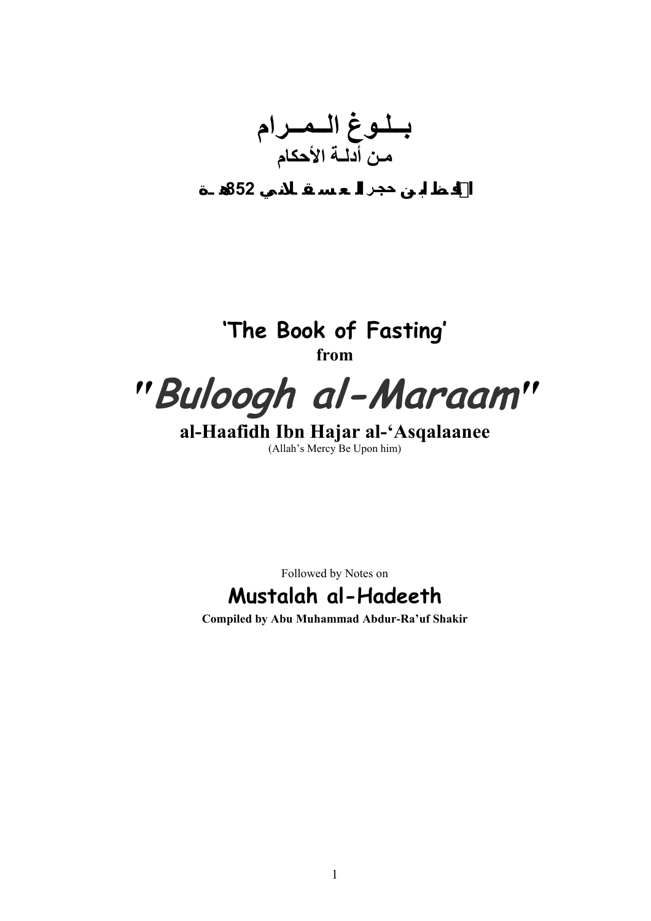# بلوغ المرام
## من أدلة الأحكام

**الحافظ ابن حجر العسقلاني 852هـ**

## 'The Book of Fasting'
**from**

# *"Buloogh al-Maraam"*

## al-Haafidh Ibn Hajar al-'Asqalaanee
(Allah's Mercy Be Upon him)

Followed by Notes on

## Mustalah al-Hadeeth

**Compiled by Abu Muhammad Abdur-Ra'uf Shakir**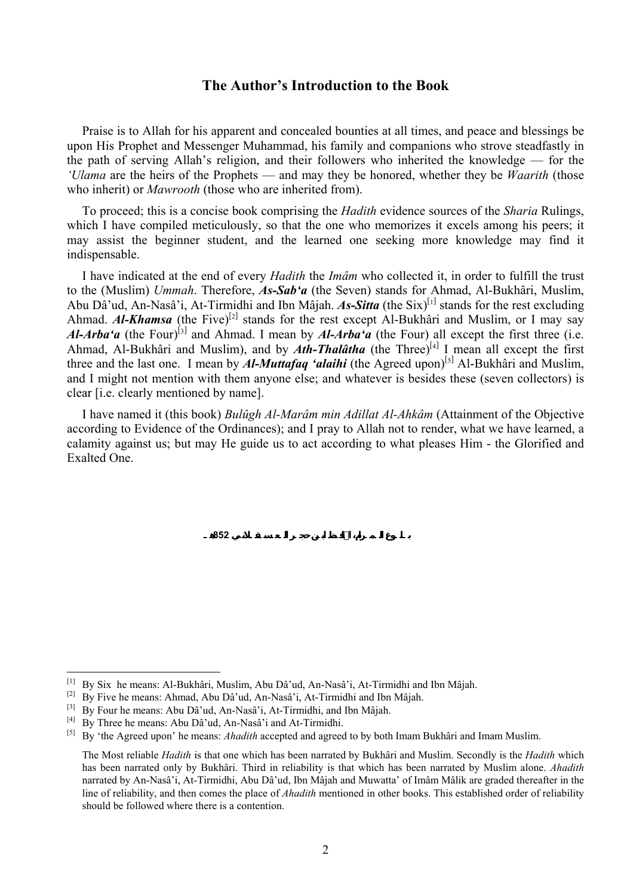## The Author's Introduction to the Book

Praise is to Allah for his apparent and concealed bounties at all times, and peace and blessings be upon His Prophet and Messenger Muhammad, his family and companions who strove steadfastly in the path of serving Allah's religion, and their followers who inherited the knowledge — for the *'Ulama* are the heirs of the Prophets — and may they be honored, whether they be *Waarith* (those who inherit) or *Mawrooth* (those who are inherited from).

To proceed; this is a concise book comprising the *Hadith* evidence sources of the *Sharia* Rulings, which I have compiled meticulously, so that the one who memorizes it excels among his peers; it may assist the beginner student, and the learned one seeking more knowledge may find it indispensable.

I have indicated at the end of every *Hadith* the *Imâm* who collected it, in order to fulfill the trust to the (Muslim) *Ummah*. Therefore, ***As-Sab'a*** (the Seven) stands for Ahmad, Al-Bukhâri, Muslim, Abu Dâ'ud, An-Nasâ'i, At-Tirmidhi and Ibn Mâjah. ***As-Sitta*** (the Six)[1] stands for the rest excluding Ahmad. ***Al-Khamsa*** (the Five)[2] stands for the rest except Al-Bukhâri and Muslim, or I may say ***Al-Arba'a*** (the Four)[3] and Ahmad. I mean by ***Al-Arba'a*** (the Four) all except the first three (i.e. Ahmad, Al-Bukhâri and Muslim), and by ***Ath-Thalâtha*** (the Three)[4] I mean all except the first three and the last one. I mean by ***Al-Muttafaq 'alaihi*** (the Agreed upon)[5] Al-Bukhâri and Muslim, and I might not mention with them anyone else; and whatever is besides these (seven collectors) is clear [i.e. clearly mentioned by name].

I have named it (this book) *Bulûgh Al-Marâm min Adillat Al-Ahkâm* (Attainment of the Objective according to Evidence of the Ordinances); and I pray to Allah not to render, what we have learned, a calamity against us; but may He guide us to act according to what pleases Him - the Glorified and Exalted One.

بلوغ المرام، الحافظ ابن حجر العسقلاني 852هـ

---

[1] By Six he means: Al-Bukhâri, Muslim, Abu Dâ'ud, An-Nasâ'i, At-Tirmidhi and Ibn Mâjah.

[2] By Five he means: Ahmad, Abu Dâ'ud, An-Nasâ'i, At-Tirmidhi and Ibn Mâjah.

[3] By Four he means: Abu Dâ'ud, An-Nasâ'i, At-Tirmidhi, and Ibn Mâjah.

[4] By Three he means: Abu Dâ'ud, An-Nasâ'i and At-Tirmidhi.

[5] By 'the Agreed upon' he means: *Ahadith* accepted and agreed to by both Imam Bukhâri and Imam Muslim.

The Most reliable *Hadith* is that one which has been narrated by Bukhâri and Muslim. Secondly is the *Hadith* which has been narrated only by Bukhâri. Third in reliability is that which has been narrated by Muslim alone. *Ahadith* narrated by An-Nasâ'i, At-Tirmidhi, Abu Dâ'ud, Ibn Mâjah and Muwatta' of Imâm Mâlik are graded thereafter in the line of reliability, and then comes the place of *Ahadith* mentioned in other books. This established order of reliability should be followed where there is a contention.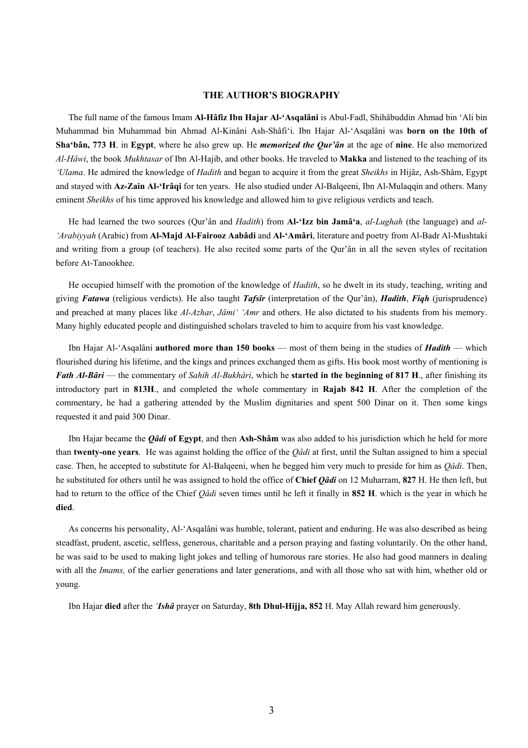## THE AUTHOR'S BIOGRAPHY

The full name of the famous Imam **Al-Hâfiz Ibn Hajar Al-'Asqalâni** is Abul-Fadl, Shihâbuddin Ahmad bin 'Ali bin Muhammad bin Muhammad bin Ahmad Al-Kinâni Ash-Shâfi'i. Ibn Hajar Al-'Asqalâni was **born on the 10th of Sha'bân, 773 H**. in **Egypt**, where he also grew up. He ***memorized the Qur'ân*** at the age of **nine**. He also memorized *Al-Hâwi*, the book *Mukhtasar* of Ibn Al-Hajib, and other books. He traveled to **Makka** and listened to the teaching of its *'Ulama*. He admired the knowledge of *Hadith* and began to acquire it from the great *Sheikhs* in Hijâz, Ash-Shâm, Egypt and stayed with **Az-Zain Al-'Irâqi** for ten years. He also studied under Al-Balqeeni, Ibn Al-Mulaqqin and others. Many eminent *Sheikhs* of his time approved his knowledge and allowed him to give religious verdicts and teach.

He had learned the two sources (Qur'ân and *Hadith*) from **Al-'Izz bin Jamâ'a**, *al-Lughah* (the language) and *al-'Arabiyyah* (Arabic) from **Al-Majd Al-Fairooz Aabâdi** and **Al-'Amâri**, literature and poetry from Al-Badr Al-Mushtaki and writing from a group (of teachers). He also recited some parts of the Qur'ân in all the seven styles of recitation before At-Tanookhee.

He occupied himself with the promotion of the knowledge of *Hadith*, so he dwelt in its study, teaching, writing and giving ***Fatawa*** (religious verdicts). He also taught ***Tafsîr*** (interpretation of the Qur'ân), ***Hadith***, ***Fiqh*** (jurisprudence) and preached at many places like *Al-Azhar*, *Jâmi' 'Amr* and others. He also dictated to his students from his memory. Many highly educated people and distinguished scholars traveled to him to acquire from his vast knowledge.

Ibn Hajar Al-'Asqalâni **authored more than 150 books** — most of them being in the studies of ***Hadith*** — which flourished during his lifetime, and the kings and princes exchanged them as gifts. His book most worthy of mentioning is ***Fath Al-Bâri*** — the commentary of *Sahih Al-Bukhâri*, which he **started in the beginning of 817 H**., after finishing its introductory part in **813H**., and completed the whole commentary in **Rajab 842 H**. After the completion of the commentary, he had a gathering attended by the Muslim dignitaries and spent 500 Dinar on it. Then some kings requested it and paid 300 Dinar.

Ibn Hajar became the ***Qâdi*** **of Egypt**, and then **Ash-Shâm** was also added to his jurisdiction which he held for more than **twenty-one years**. He was against holding the office of the *Qâdi* at first, until the Sultan assigned to him a special case. Then, he accepted to substitute for Al-Balqeeni, when he begged him very much to preside for him as *Qâdi*. Then, he substituted for others until he was assigned to hold the office of **Chief *Qâdi*** on 12 Muharram, **827** H. He then left, but had to return to the office of the Chief *Qâdi* seven times until he left it finally in **852 H**. which is the year in which he **died**.

As concerns his personality, Al-'Asqalâni was humble, tolerant, patient and enduring. He was also described as being steadfast, prudent, ascetic, selfless, generous, charitable and a person praying and fasting voluntarily. On the other hand, he was said to be used to making light jokes and telling of humorous rare stories. He also had good manners in dealing with all the *Imams,* of the earlier generations and later generations, and with all those who sat with him, whether old or young.

Ibn Hajar **died** after the ***'Ishâ*** prayer on Saturday, **8th Dhul-Hijja, 852** H. May Allah reward him generously.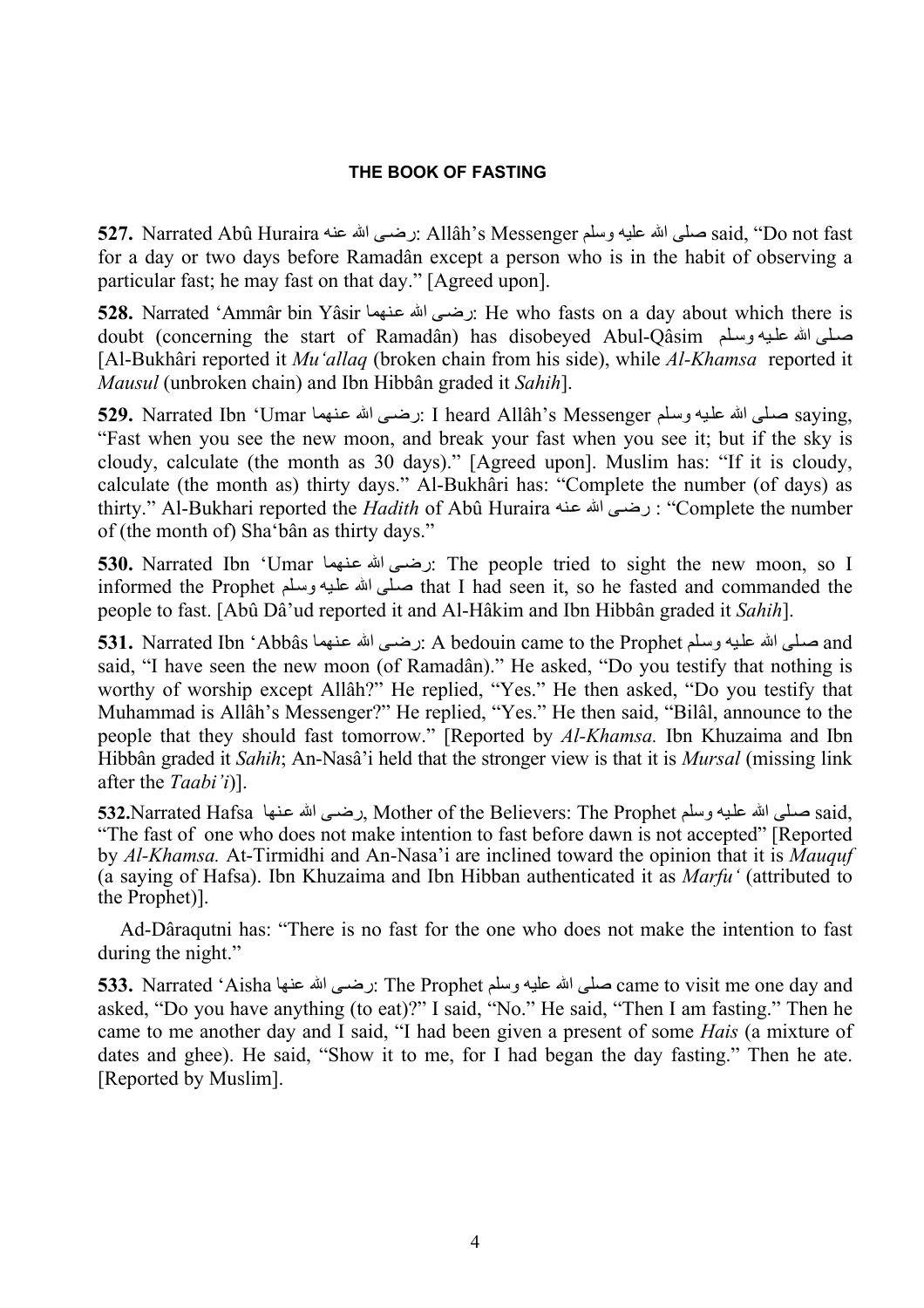#### THE BOOK OF FASTING

**527.** Narrated Abû Huraira رضى الله عنه: Allâh's Messenger صلى الله عليه وسلم said, "Do not fast for a day or two days before Ramadân except a person who is in the habit of observing a particular fast; he may fast on that day." [Agreed upon].

**528.** Narrated 'Ammâr bin Yâsir رضى الله عنهما: He who fasts on a day about which there is doubt (concerning the start of Ramadân) has disobeyed Abul-Qâsim صلى الله عليه وسلم [Al-Bukhâri reported it *Mu'allaq* (broken chain from his side), while *Al-Khamsa* reported it *Mausul* (unbroken chain) and Ibn Hibbân graded it *Sahih*].

**529.** Narrated Ibn 'Umar رضى الله عنهما: I heard Allâh's Messenger صلى الله عليه وسلم saying, "Fast when you see the new moon, and break your fast when you see it; but if the sky is cloudy, calculate (the month as 30 days)." [Agreed upon]. Muslim has: "If it is cloudy, calculate (the month as) thirty days." Al-Bukhâri has: "Complete the number (of days) as thirty." Al-Bukhari reported the *Hadith* of Abû Huraira رضى الله عنه : "Complete the number of (the month of) Sha'bân as thirty days."

**530.** Narrated Ibn 'Umar رضى الله عنهما: The people tried to sight the new moon, so I informed the Prophet صلى الله عليه وسلم that I had seen it, so he fasted and commanded the people to fast. [Abû Dâ'ud reported it and Al-Hâkim and Ibn Hibbân graded it *Sahih*].

**531.** Narrated Ibn 'Abbâs رضى الله عنهما: A bedouin came to the Prophet صلى الله عليه وسلم and said, "I have seen the new moon (of Ramadân)." He asked, "Do you testify that nothing is worthy of worship except Allâh?" He replied, "Yes." He then asked, "Do you testify that Muhammad is Allâh's Messenger?" He replied, "Yes." He then said, "Bilâl, announce to the people that they should fast tomorrow." [Reported by *Al-Khamsa.* Ibn Khuzaima and Ibn Hibbân graded it *Sahih*; An-Nasâ'i held that the stronger view is that it is *Mursal* (missing link after the *Taabi'i*)].

**532.** Narrated Hafsa رضى الله عنها, Mother of the Believers: The Prophet صلى الله عليه وسلم said, "The fast of one who does not make intention to fast before dawn is not accepted" [Reported by *Al-Khamsa.* At-Tirmidhi and An-Nasa'i are inclined toward the opinion that it is *Mauquf* (a saying of Hafsa). Ibn Khuzaima and Ibn Hibban authenticated it as *Marfu'* (attributed to the Prophet)].

Ad-Dâraqutni has: "There is no fast for the one who does not make the intention to fast during the night."

**533.** Narrated 'Aisha رضى الله عنها: The Prophet صلى الله عليه وسلم came to visit me one day and asked, "Do you have anything (to eat)?" I said, "No." He said, "Then I am fasting." Then he came to me another day and I said, "I had been given a present of some *Hais* (a mixture of dates and ghee). He said, "Show it to me, for I had began the day fasting." Then he ate. [Reported by Muslim].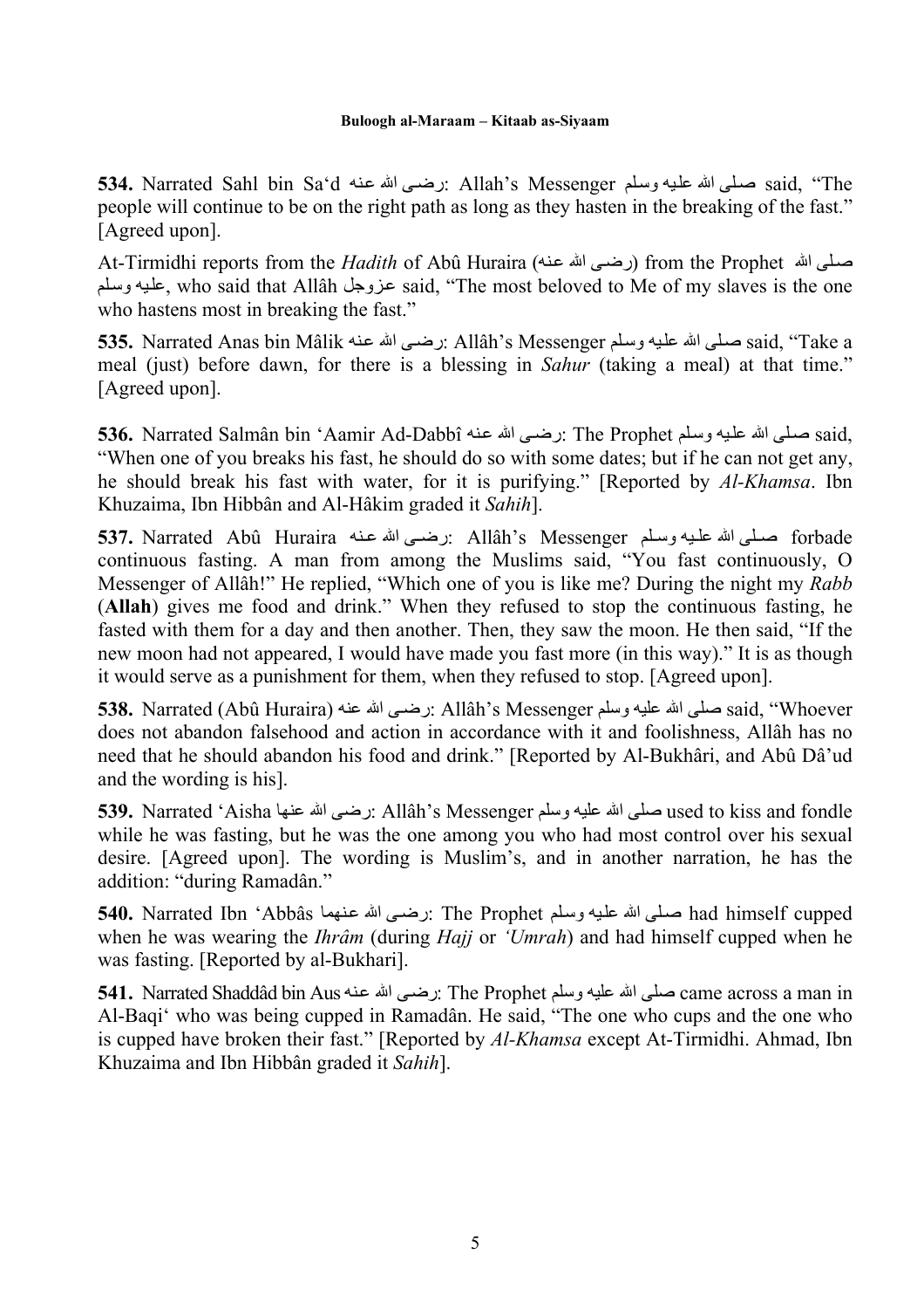**534.** Narrated Sahl bin Sa'd رضى الله عنه: Allah's Messenger صلى الله عليه وسلم said, "The people will continue to be on the right path as long as they hasten in the breaking of the fast." [Agreed upon].

At-Tirmidhi reports from the *Hadith* of Abû Huraira (رضى الله عنه) from the Prophet صلى الله عليه وسلم, who said that Allâh عزوجل said, "The most beloved to Me of my slaves is the one who hastens most in breaking the fast."

**535.** Narrated Anas bin Mâlik رضى الله عنه: Allâh's Messenger صلى الله عليه وسلم said, "Take a meal (just) before dawn, for there is a blessing in *Sahur* (taking a meal) at that time." [Agreed upon].

**536.** Narrated Salmân bin 'Aamir Ad-Dabbî رضى الله عنه: The Prophet صلى الله عليه وسلم said, "When one of you breaks his fast, he should do so with some dates; but if he can not get any, he should break his fast with water, for it is purifying." [Reported by *Al-Khamsa*. Ibn Khuzaima, Ibn Hibbân and Al-Hâkim graded it *Sahih*].

**537.** Narrated Abû Huraira رضى الله عنه: Allâh's Messenger صلى الله عليه وسلم forbade continuous fasting. A man from among the Muslims said, "You fast continuously, O Messenger of Allâh!" He replied, "Which one of you is like me? During the night my *Rabb* (**Allah**) gives me food and drink." When they refused to stop the continuous fasting, he fasted with them for a day and then another. Then, they saw the moon. He then said, "If the new moon had not appeared, I would have made you fast more (in this way)." It is as though it would serve as a punishment for them, when they refused to stop. [Agreed upon].

**538.** Narrated (Abû Huraira) رضى الله عنه: Allâh's Messenger صلى الله عليه وسلم said, "Whoever does not abandon falsehood and action in accordance with it and foolishness, Allâh has no need that he should abandon his food and drink." [Reported by Al-Bukhâri, and Abû Dâ'ud and the wording is his].

**539.** Narrated 'Aisha رضى الله عنها: Allâh's Messenger صلى الله عليه وسلم used to kiss and fondle while he was fasting, but he was the one among you who had most control over his sexual desire. [Agreed upon]. The wording is Muslim's, and in another narration, he has the addition: "during Ramadân."

**540.** Narrated Ibn 'Abbâs رضى الله عنهما: The Prophet صلى الله عليه وسلم had himself cupped when he was wearing the *Ihrâm* (during *Hajj* or *'Umrah*) and had himself cupped when he was fasting. [Reported by al-Bukhari].

**541.** Narrated Shaddâd bin Aus رضى الله عنه: The Prophet صلى الله عليه وسلم came across a man in Al-Baqi' who was being cupped in Ramadân. He said, "The one who cups and the one who is cupped have broken their fast." [Reported by *Al-Khamsa* except At-Tirmidhi. Ahmad, Ibn Khuzaima and Ibn Hibbân graded it *Sahih*].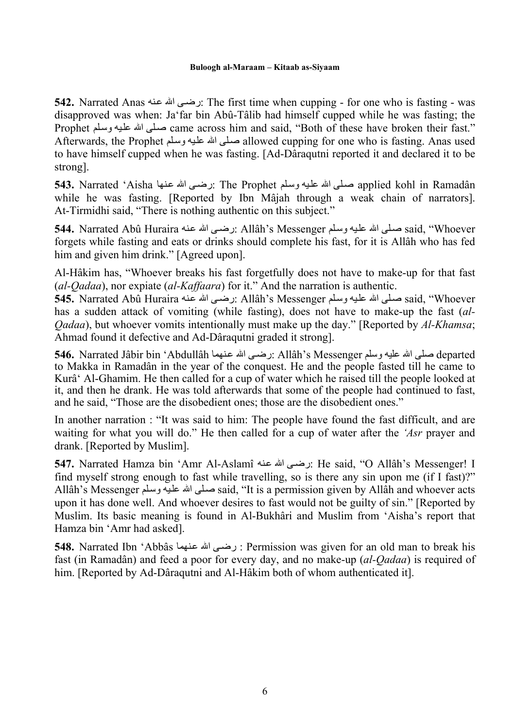**542.** Narrated Anas رضى الله عنه: The first time when cupping - for one who is fasting - was disapproved was when: Ja'far bin Abû-Tâlib had himself cupped while he was fasting; the Prophet صلى الله عليه وسلم came across him and said, "Both of these have broken their fast." Afterwards, the Prophet صلى الله عليه وسلم allowed cupping for one who is fasting. Anas used to have himself cupped when he was fasting. [Ad-Dâraqutni reported it and declared it to be strong].

**543.** Narrated 'Aisha رضى الله عنها: The Prophet صلى الله عليه وسلم applied kohl in Ramadân while he was fasting. [Reported by Ibn Mâjah through a weak chain of narrators]. At-Tirmidhi said, "There is nothing authentic on this subject."

**544.** Narrated Abû Huraira رضى الله عنه: Allâh's Messenger صلى الله عليه وسلم said, "Whoever forgets while fasting and eats or drinks should complete his fast, for it is Allâh who has fed him and given him drink." [Agreed upon].

Al-Hâkim has, "Whoever breaks his fast forgetfully does not have to make-up for that fast (*al-Qadaa*), nor expiate (*al-Kaffaara*) for it." And the narration is authentic.

**545.** Narrated Abû Huraira رضى الله عنه: Allâh's Messenger صلى الله عليه وسلم said, "Whoever has a sudden attack of vomiting (while fasting), does not have to make-up the fast (*al-Qadaa*), but whoever vomits intentionally must make up the day." [Reported by *Al-Khamsa*; Ahmad found it defective and Ad-Dâraqutni graded it strong].

**546.** Narrated Jâbir bin 'Abdullâh رضى الله عنهما: Allâh's Messenger صلى الله عليه وسلم departed to Makka in Ramadân in the year of the conquest. He and the people fasted till he came to Kurâ' Al-Ghamim. He then called for a cup of water which he raised till the people looked at it, and then he drank. He was told afterwards that some of the people had continued to fast, and he said, "Those are the disobedient ones; those are the disobedient ones."

In another narration : "It was said to him: The people have found the fast difficult, and are waiting for what you will do." He then called for a cup of water after the *'Asr* prayer and drank. [Reported by Muslim].

**547.** Narrated Hamza bin 'Amr Al-Aslamî رضى الله عنه: He said, "O Allâh's Messenger! I find myself strong enough to fast while travelling, so is there any sin upon me (if I fast)?" Allâh's Messenger صلى الله عليه وسلم said, "It is a permission given by Allâh and whoever acts upon it has done well. And whoever desires to fast would not be guilty of sin." [Reported by Muslim. Its basic meaning is found in Al-Bukhâri and Muslim from 'Aisha's report that Hamza bin 'Amr had asked].

**548.** Narrated Ibn 'Abbâs رضى الله عنهما : Permission was given for an old man to break his fast (in Ramadân) and feed a poor for every day, and no make-up (*al-Qadaa*) is required of him. [Reported by Ad-Dâraqutni and Al-Hâkim both of whom authenticated it].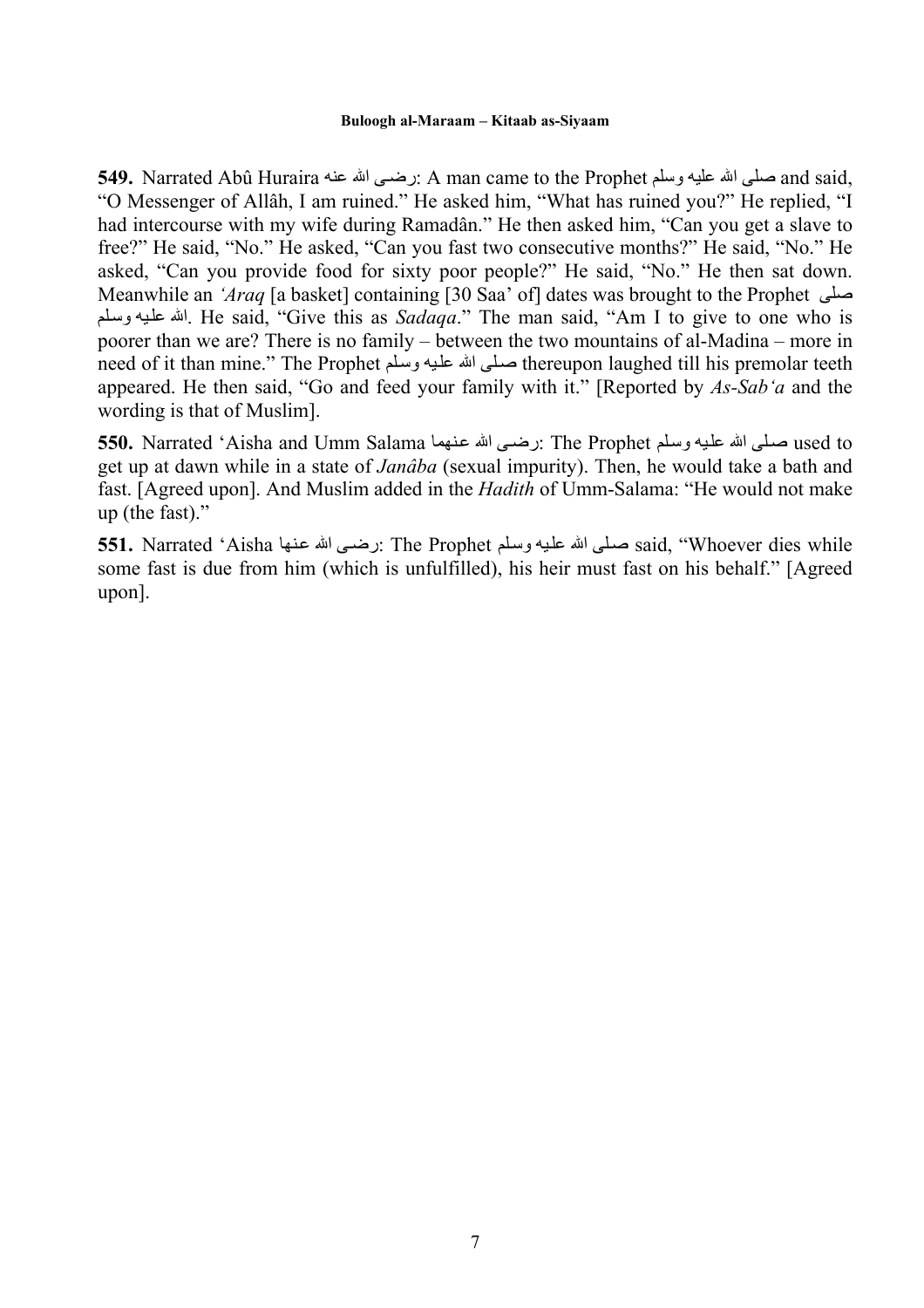**549.** Narrated Abû Huraira رضى الله عنه: A man came to the Prophet صلى الله عليه وسلم and said, "O Messenger of Allâh, I am ruined." He asked him, "What has ruined you?" He replied, "I had intercourse with my wife during Ramadân." He then asked him, "Can you get a slave to free?" He said, "No." He asked, "Can you fast two consecutive months?" He said, "No." He asked, "Can you provide food for sixty poor people?" He said, "No." He then sat down. Meanwhile an *'Araq* [a basket] containing [30 Saa' of] dates was brought to the Prophet صلى الله عليه وسلم. He said, "Give this as *Sadaqa*." The man said, "Am I to give to one who is poorer than we are? There is no family – between the two mountains of al-Madina – more in need of it than mine." The Prophet صلى الله عليه وسلم thereupon laughed till his premolar teeth appeared. He then said, "Go and feed your family with it." [Reported by *As-Sab'a* and the wording is that of Muslim].

**550.** Narrated 'Aisha and Umm Salama رضى الله عنهما: The Prophet صلى الله عليه وسلم used to get up at dawn while in a state of *Janâba* (sexual impurity). Then, he would take a bath and fast. [Agreed upon]. And Muslim added in the *Hadith* of Umm-Salama: "He would not make up (the fast)."

**551.** Narrated 'Aisha رضى الله عنها: The Prophet صلى الله عليه وسلم said, "Whoever dies while some fast is due from him (which is unfulfilled), his heir must fast on his behalf." [Agreed upon].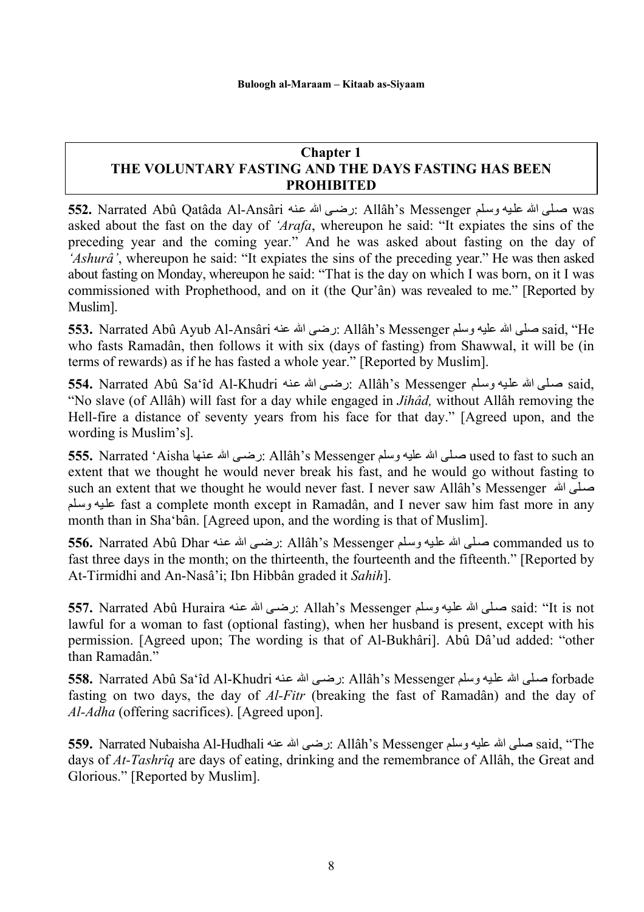## Chapter 1
## THE VOLUNTARY FASTING AND THE DAYS FASTING HAS BEEN PROHIBITED

**552.** Narrated Abû Qatâda Al-Ansâri رضي الله عنه: Allâh's Messenger صلى الله عليه وسلم was asked about the fast on the day of *'Arafa*, whereupon he said: "It expiates the sins of the preceding year and the coming year." And he was asked about fasting on the day of *'Ashurâ'*, whereupon he said: "It expiates the sins of the preceding year." He was then asked about fasting on Monday, whereupon he said: "That is the day on which I was born, on it I was commissioned with Prophethood, and on it (the Qur'ân) was revealed to me." [Reported by Muslim].

**553.** Narrated Abû Ayub Al-Ansâri رضي الله عنه: Allâh's Messenger صلى الله عليه وسلم said, "He who fasts Ramadân, then follows it with six (days of fasting) from Shawwal, it will be (in terms of rewards) as if he has fasted a whole year." [Reported by Muslim].

**554.** Narrated Abû Sa'îd Al-Khudri رضي الله عنه: Allâh's Messenger صلى الله عليه وسلم said, "No slave (of Allâh) will fast for a day while engaged in *Jihâd,* without Allâh removing the Hell-fire a distance of seventy years from his face for that day." [Agreed upon, and the wording is Muslim's].

**555.** Narrated 'Aisha رضي الله عنها: Allâh's Messenger صلى الله عليه وسلم used to fast to such an extent that we thought he would never break his fast, and he would go without fasting to such an extent that we thought he would never fast. I never saw Allâh's Messenger صلى الله عليه وسلم fast a complete month except in Ramadân, and I never saw him fast more in any month than in Sha'bân. [Agreed upon, and the wording is that of Muslim].

**556.** Narrated Abû Dhar رضي الله عنه: Allâh's Messenger صلى الله عليه وسلم commanded us to fast three days in the month; on the thirteenth, the fourteenth and the fifteenth." [Reported by At-Tirmidhi and An-Nasâ'i; Ibn Hibbân graded it *Sahih*].

**557.** Narrated Abû Huraira رضي الله عنه: Allah's Messenger صلى الله عليه وسلم said: "It is not lawful for a woman to fast (optional fasting), when her husband is present, except with his permission. [Agreed upon; The wording is that of Al-Bukhâri]. Abû Dâ'ud added: "other than Ramadân."

**558.** Narrated Abû Sa'îd Al-Khudri رضي الله عنه: Allâh's Messenger صلى الله عليه وسلم forbade fasting on two days, the day of *Al-Fitr* (breaking the fast of Ramadân) and the day of *Al-Adha* (offering sacrifices). [Agreed upon].

**559.** Narrated Nubaisha Al-Hudhali رضي الله عنه: Allâh's Messenger صلى الله عليه وسلم said, "The days of *At-Tashrîq* are days of eating, drinking and the remembrance of Allâh, the Great and Glorious." [Reported by Muslim].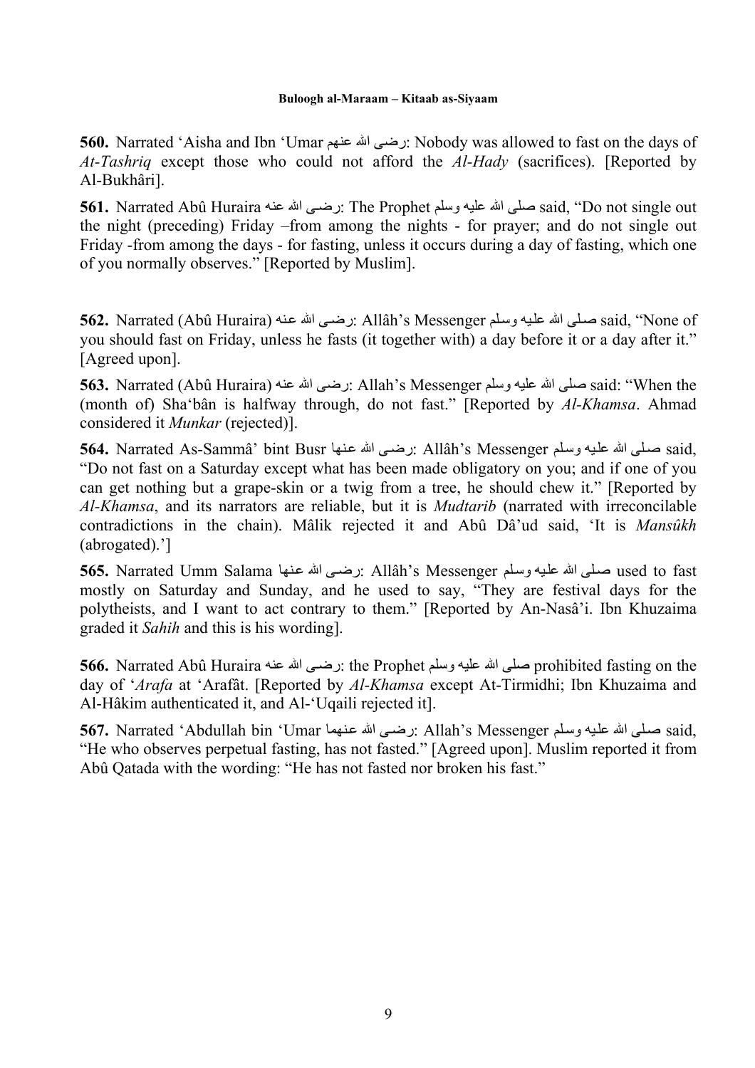**560.** Narrated ‘Aisha and Ibn ‘Umar رضى الله عنهم: Nobody was allowed to fast on the days of *At-Tashriq* except those who could not afford the *Al-Hady* (sacrifices). [Reported by Al-Bukhâri].

**561.** Narrated Abû Huraira رضى الله عنه: The Prophet صلى الله عليه وسلم said, “Do not single out the night (preceding) Friday –from among the nights - for prayer; and do not single out Friday -from among the days - for fasting, unless it occurs during a day of fasting, which one of you normally observes.” [Reported by Muslim].

**562.** Narrated (Abû Huraira) رضى الله عنه: Allâh’s Messenger صلى الله عليه وسلم said, “None of you should fast on Friday, unless he fasts (it together with) a day before it or a day after it.” [Agreed upon].

**563.** Narrated (Abû Huraira) رضى الله عنه: Allah’s Messenger صلى الله عليه وسلم said: “When the (month of) Sha‘bân is halfway through, do not fast.” [Reported by *Al-Khamsa*. Ahmad considered it *Munkar* (rejected)].

**564.** Narrated As-Sammâ’ bint Busr رضى الله عنها: Allâh’s Messenger صلى الله عليه وسلم said, “Do not fast on a Saturday except what has been made obligatory on you; and if one of you can get nothing but a grape-skin or a twig from a tree, he should chew it.” [Reported by *Al-Khamsa*, and its narrators are reliable, but it is *Mudtarib* (narrated with irreconcilable contradictions in the chain). Mâlik rejected it and Abû Dâ’ud said, ‘It is *Mansûkh* (abrogated).’]

**565.** Narrated Umm Salama رضى الله عنها: Allâh’s Messenger صلى الله عليه وسلم used to fast mostly on Saturday and Sunday, and he used to say, “They are festival days for the polytheists, and I want to act contrary to them.” [Reported by An-Nasâ’i. Ibn Khuzaima graded it *Sahih* and this is his wording].

**566.** Narrated Abû Huraira رضى الله عنه: the Prophet صلى الله عليه وسلم prohibited fasting on the day of ‘*Arafa* at ‘Arafât. [Reported by *Al-Khamsa* except At-Tirmidhi; Ibn Khuzaima and Al-Hâkim authenticated it, and Al-‘Uqaili rejected it].

**567.** Narrated ‘Abdullah bin ‘Umar رضى الله عنهما: Allah’s Messenger صلى الله عليه وسلم said, “He who observes perpetual fasting, has not fasted.” [Agreed upon]. Muslim reported it from Abû Qatada with the wording: “He has not fasted nor broken his fast.”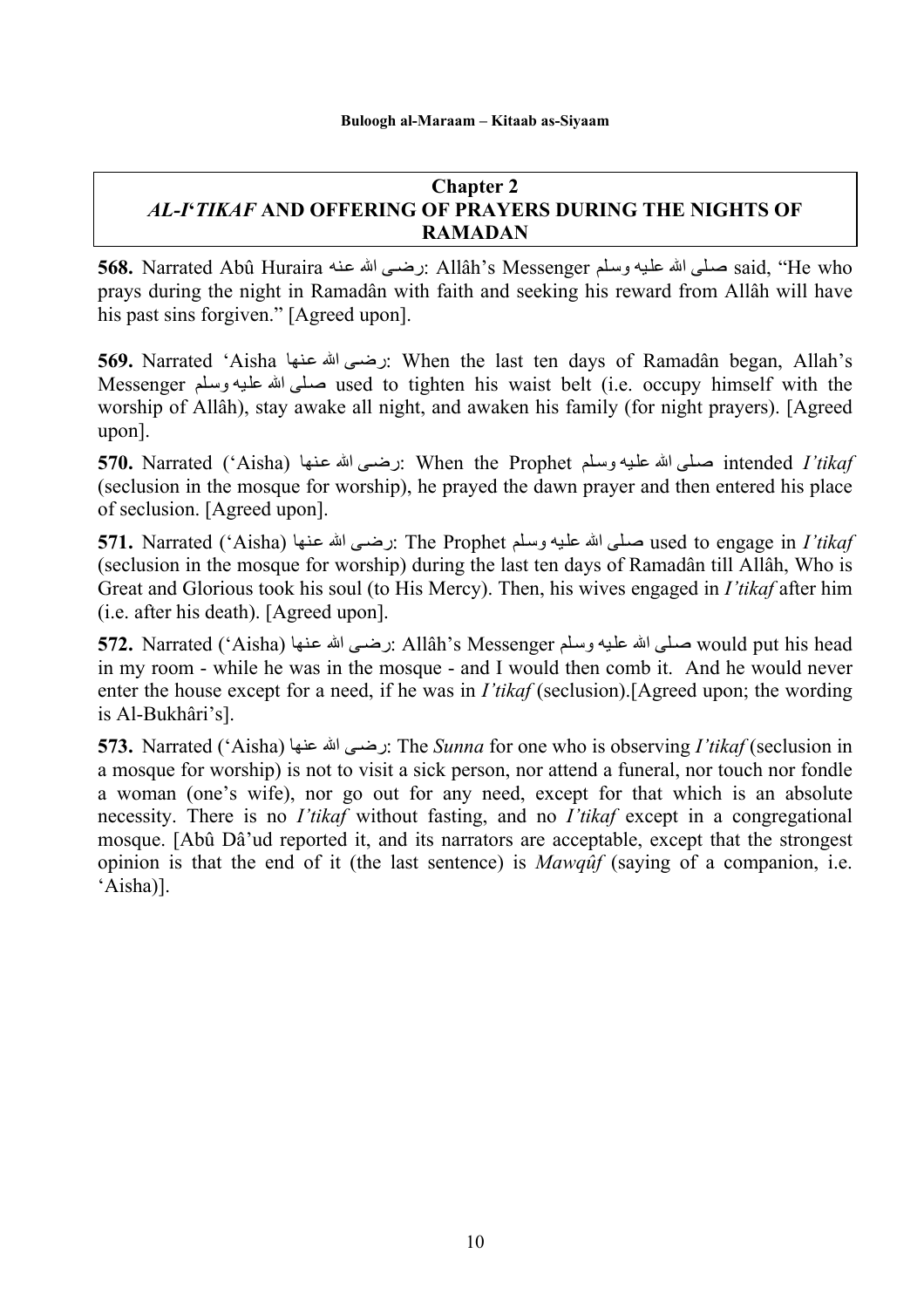## Chapter 2
## *AL-I'TIKAF* AND OFFERING OF PRAYERS DURING THE NIGHTS OF RAMADAN

**568.** Narrated Abû Huraira رضى الله عنه: Allâh's Messenger صلى الله عليه وسلم said, "He who prays during the night in Ramadân with faith and seeking his reward from Allâh will have his past sins forgiven." [Agreed upon].

**569.** Narrated 'Aisha رضى الله عنها: When the last ten days of Ramadân began, Allah's Messenger صلى الله عليه وسلم used to tighten his waist belt (i.e. occupy himself with the worship of Allâh), stay awake all night, and awaken his family (for night prayers). [Agreed upon].

**570.** Narrated ('Aisha) رضى الله عنها: When the Prophet صلى الله عليه وسلم intended *I'tikaf* (seclusion in the mosque for worship), he prayed the dawn prayer and then entered his place of seclusion. [Agreed upon].

**571.** Narrated ('Aisha) رضى الله عنها: The Prophet صلى الله عليه وسلم used to engage in *I'tikaf* (seclusion in the mosque for worship) during the last ten days of Ramadân till Allâh, Who is Great and Glorious took his soul (to His Mercy). Then, his wives engaged in *I'tikaf* after him (i.e. after his death). [Agreed upon].

**572.** Narrated ('Aisha) رضى الله عنها: Allâh's Messenger صلى الله عليه وسلم would put his head in my room - while he was in the mosque - and I would then comb it. And he would never enter the house except for a need, if he was in *I'tikaf* (seclusion).[Agreed upon; the wording is Al-Bukhâri's].

**573.** Narrated ('Aisha) رضى الله عنها: The *Sunna* for one who is observing *I'tikaf* (seclusion in a mosque for worship) is not to visit a sick person, nor attend a funeral, nor touch nor fondle a woman (one's wife), nor go out for any need, except for that which is an absolute necessity. There is no *I'tikaf* without fasting, and no *I'tikaf* except in a congregational mosque. [Abû Dâ'ud reported it, and its narrators are acceptable, except that the strongest opinion is that the end of it (the last sentence) is *Mawqûf* (saying of a companion, i.e. 'Aisha)].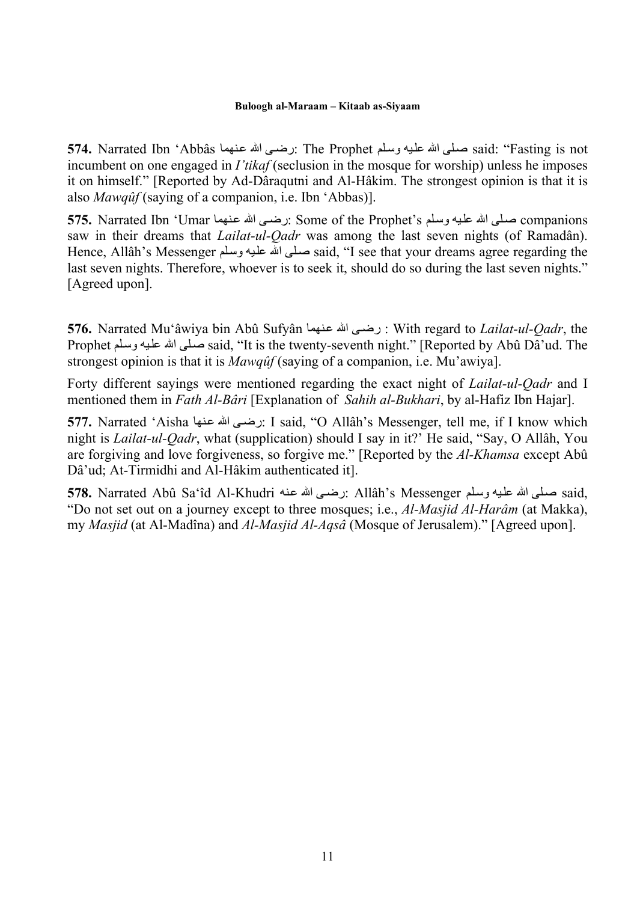**574.** Narrated Ibn 'Abbâs رضى الله عنهما: The Prophet صلى الله عليه وسلم said: "Fasting is not incumbent on one engaged in *I'tikaf* (seclusion in the mosque for worship) unless he imposes it on himself." [Reported by Ad-Dâraqutni and Al-Hâkim. The strongest opinion is that it is also *Mawqûf* (saying of a companion, i.e. Ibn 'Abbas)].

**575.** Narrated Ibn 'Umar رضى الله عنهما: Some of the Prophet's صلى الله عليه وسلم companions saw in their dreams that *Lailat-ul-Qadr* was among the last seven nights (of Ramadân). Hence, Allâh's Messenger صلى الله عليه وسلم said, "I see that your dreams agree regarding the last seven nights. Therefore, whoever is to seek it, should do so during the last seven nights." [Agreed upon].

**576.** Narrated Mu'âwiya bin Abû Sufyân رضى الله عنهما : With regard to *Lailat-ul-Qadr*, the Prophet صلى الله عليه وسلم said, "It is the twenty-seventh night." [Reported by Abû Dâ'ud. The strongest opinion is that it is *Mawqûf* (saying of a companion, i.e. Mu'awiya].

Forty different sayings were mentioned regarding the exact night of *Lailat-ul-Qadr* and I mentioned them in *Fath Al-Bâri* [Explanation of *Sahih al-Bukhari*, by al-Hafiz Ibn Hajar].

**577.** Narrated 'Aisha رضى الله عنها: I said, "O Allâh's Messenger, tell me, if I know which night is *Lailat-ul-Qadr*, what (supplication) should I say in it?' He said, "Say, O Allâh, You are forgiving and love forgiveness, so forgive me." [Reported by the *Al-Khamsa* except Abû Dâ'ud; At-Tirmidhi and Al-Hâkim authenticated it].

**578.** Narrated Abû Sa'îd Al-Khudri رضى الله عنه: Allâh's Messenger صلى الله عليه وسلم said, "Do not set out on a journey except to three mosques; i.e., *Al-Masjid Al-Harâm* (at Makka), my *Masjid* (at Al-Madîna) and *Al-Masjid Al-Aqsâ* (Mosque of Jerusalem)." [Agreed upon].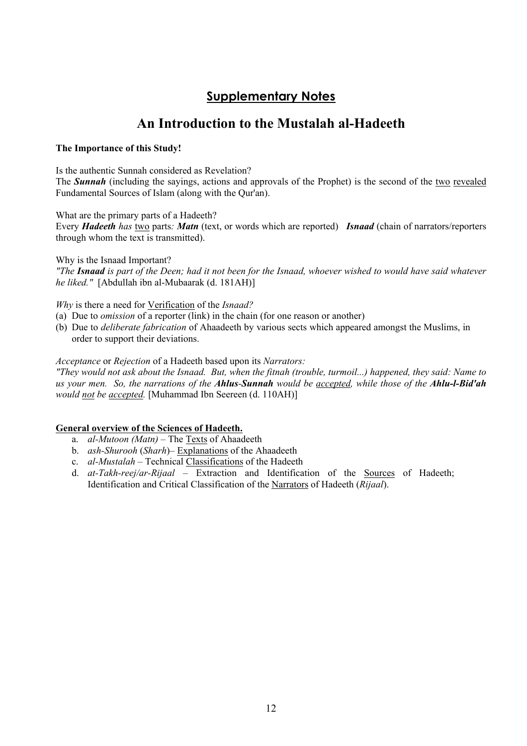## Supplementary Notes

# An Introduction to the Mustalah al-Hadeeth

**The Importance of this Study!**

Is the authentic Sunnah considered as Revelation?
The ***Sunnah*** (including the sayings, actions and approvals of the Prophet) is the second of the <u>two</u> <u>revealed</u> Fundamental Sources of Islam (along with the Qur'an).

What are the primary parts of a Hadeeth?
Every ***Hadeeth*** *has* <u>two</u> parts*:* ***Matn*** (text, or words which are reported) ***Isnaad*** (chain of narrators/reporters through whom the text is transmitted).

Why is the Isnaad Important?
*"The **Isnaad** is part of the Deen; had it not been for the Isnaad, whoever wished to would have said whatever he liked."* [Abdullah ibn al-Mubaarak (d. 181AH)]

*Why* is there a need for <u>Verification</u> of the *Isnaad?*
(a) Due to *omission* of a reporter (link) in the chain (for one reason or another)
(b) Due to *deliberate fabrication* of Ahaadeeth by various sects which appeared amongst the Muslims, in order to support their deviations.

*Acceptance* or *Rejection* of a Hadeeth based upon its *Narrators:*
*"They would not ask about the Isnaad. But, when the fitnah (trouble, turmoil...) happened, they said: Name to us your men. So, the narrations of the **Ahlus-Sunnah** would be <u>accepted</u>, while those of the **Ahlu-l-Bid'ah** would <u>not</u> be <u>accepted</u>.* [Muhammad Ibn Seereen (d. 110AH)]

<u>**General overview of the Sciences of Hadeeth.**</u>

a. *al-Mutoon (Matn)* – The <u>Texts</u> of Ahaadeeth
b. *ash-Shurooh* (*Sharh*)– <u>Explanations</u> of the Ahaadeeth
c. *al-Mustalah* – Technical <u>Classifications</u> of the Hadeeth
d. *at-Takh-reej/ar-Rijaal* – Extraction and Identification of the <u>Sources</u> of Hadeeth; Identification and Critical Classification of the <u>Narrators</u> of Hadeeth (*Rijaal*).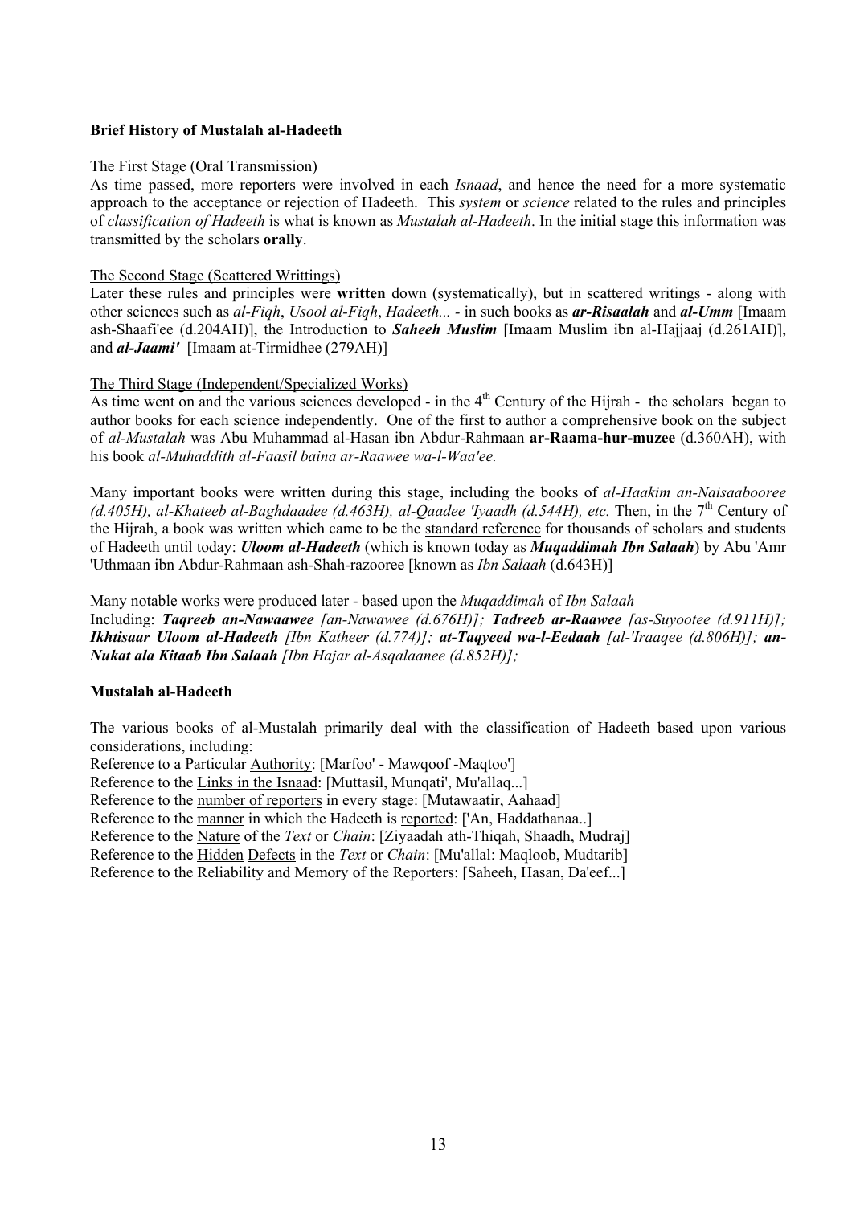### Brief History of Mustalah al-Hadeeth

<u>The First Stage (Oral Transmission)</u>

As time passed, more reporters were involved in each *Isnaad*, and hence the need for a more systematic approach to the acceptance or rejection of Hadeeth. This *system* or *science* related to the <u>rules and principles</u> of *classification of Hadeeth* is what is known as *Mustalah al-Hadeeth*. In the initial stage this information was transmitted by the scholars **orally**.

<u>The Second Stage (Scattered Writtings)</u>

Later these rules and principles were **written** down (systematically), but in scattered writings - along with other sciences such as *al-Fiqh*, *Usool al-Fiqh*, *Hadeeth...* - in such books as ***ar-Risaalah*** and ***al-Umm*** [Imaam ash-Shaafi'ee (d.204AH)], the Introduction to ***Saheeh Muslim*** [Imaam Muslim ibn al-Hajjaaj (d.261AH)], and ***al-Jaami'*** [Imaam at-Tirmidhee (279AH)]

<u>The Third Stage (Independent/Specialized Works)</u>

As time went on and the various sciences developed - in the 4th Century of the Hijrah - the scholars began to author books for each science independently. One of the first to author a comprehensive book on the subject of *al-Mustalah* was Abu Muhammad al-Hasan ibn Abdur-Rahmaan **ar-Raama-hur-muzee** (d.360AH), with his book *al-Muhaddith al-Faasil baina ar-Raawee wa-l-Waa'ee.*

Many important books were written during this stage, including the books of *al-Haakim an-Naisaabooree (d.405H), al-Khateeb al-Baghdaadee (d.463H), al-Qaadee 'Iyaadh (d.544H), etc.* Then, in the 7th Century of the Hijrah, a book was written which came to be the <u>standard reference</u> for thousands of scholars and students of Hadeeth until today: ***Uloom al-Hadeeth*** (which is known today as ***Muqaddimah Ibn Salaah***) by Abu 'Amr 'Uthmaan ibn Abdur-Rahmaan ash-Shah-razooree [known as *Ibn Salaah* (d.643H)]

Many notable works were produced later - based upon the *Muqaddimah* of *Ibn Salaah*
Including: ***Taqreeb an-Nawaawee*** *[an-Nawawee (d.676H)];* ***Tadreeb ar-Raawee*** *[as-Suyootee (d.911H)];* ***Ikhtisaar Uloom al-Hadeeth*** *[Ibn Katheer (d.774)];* ***at-Taqyeed wa-l-Eedaah*** *[al-'Iraaqee (d.806H)];* ***an-Nukat ala Kitaab Ibn Salaah*** *[Ibn Hajar al-Asqalaanee (d.852H)];*

### Mustalah al-Hadeeth

The various books of al-Mustalah primarily deal with the classification of Hadeeth based upon various considerations, including:

Reference to a Particular <u>Authority</u>: [Marfoo' - Mawqoof -Maqtoo']
Reference to the <u>Links in the Isnaad</u>: [Muttasil, Munqati', Mu'allaq...]
Reference to the <u>number of reporters</u> in every stage: [Mutawaatir, Aahaad]
Reference to the <u>manner</u> in which the Hadeeth is <u>reported</u>: ['An, Haddathanaa..]
Reference to the <u>Nature</u> of the *Text* or *Chain*: [Ziyaadah ath-Thiqah, Shaadh, Mudraj]
Reference to the <u>Hidden</u> <u>Defects</u> in the *Text* or *Chain*: [Mu'allal: Maqloob, Mudtarib]
Reference to the <u>Reliability</u> and <u>Memory</u> of the <u>Reporters</u>: [Saheeh, Hasan, Da'eef...]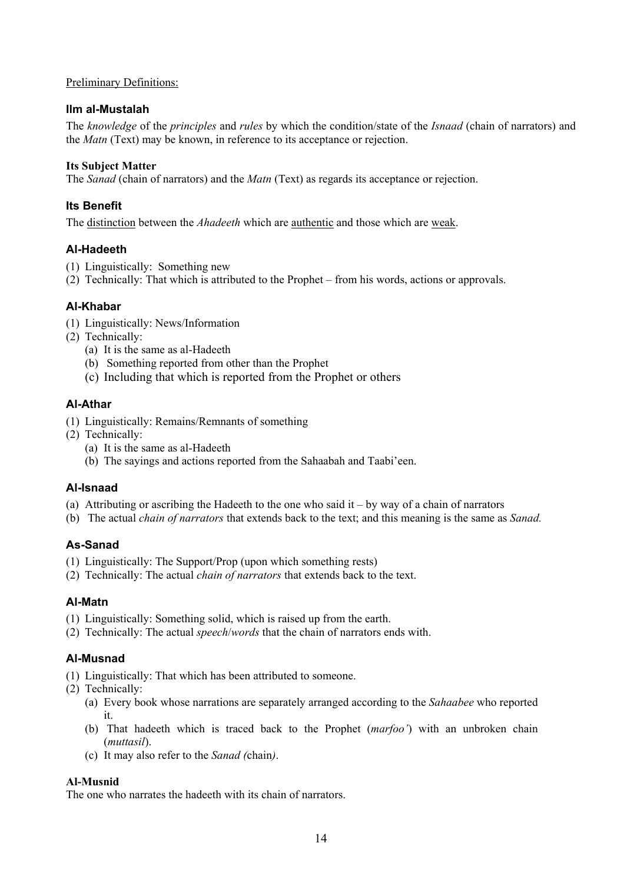Preliminary Definitions:

### Ilm al-Mustalah

The *knowledge* of the *principles* and *rules* by which the condition/state of the *Isnaad* (chain of narrators) and the *Matn* (Text) may be known, in reference to its acceptance or rejection.

**Its Subject Matter**
The *Sanad* (chain of narrators) and the *Matn* (Text) as regards its acceptance or rejection.

### Its Benefit

The distinction between the *Ahadeeth* which are authentic and those which are weak.

### Al-Hadeeth

(1) Linguistically: Something new
(2) Technically: That which is attributed to the Prophet – from his words, actions or approvals.

### Al-Khabar

(1) Linguistically: News/Information
(2) Technically:
   (a) It is the same as al-Hadeeth
   (b) Something reported from other than the Prophet
   (c) Including that which is reported from the Prophet or others

### Al-Athar

(1) Linguistically: Remains/Remnants of something
(2) Technically:
   (a) It is the same as al-Hadeeth
   (b) The sayings and actions reported from the Sahaabah and Taabi'een.

### Al-Isnaad

(a) Attributing or ascribing the Hadeeth to the one who said it – by way of a chain of narrators
(b) The actual *chain of narrators* that extends back to the text; and this meaning is the same as *Sanad.*

### As-Sanad

(1) Linguistically: The Support/Prop (upon which something rests)
(2) Technically: The actual *chain of narrators* that extends back to the text.

### Al-Matn

(1) Linguistically: Something solid, which is raised up from the earth.
(2) Technically: The actual *speech*/*words* that the chain of narrators ends with.

### Al-Musnad

(1) Linguistically: That which has been attributed to someone.
(2) Technically:
   (a) Every book whose narrations are separately arranged according to the *Sahaabee* who reported it.
   (b) That hadeeth which is traced back to the Prophet (*marfoo'*) with an unbroken chain (*muttasil*).
   (c) It may also refer to the *Sanad (*chain*)*.

**Al-Musnid**
The one who narrates the hadeeth with its chain of narrators.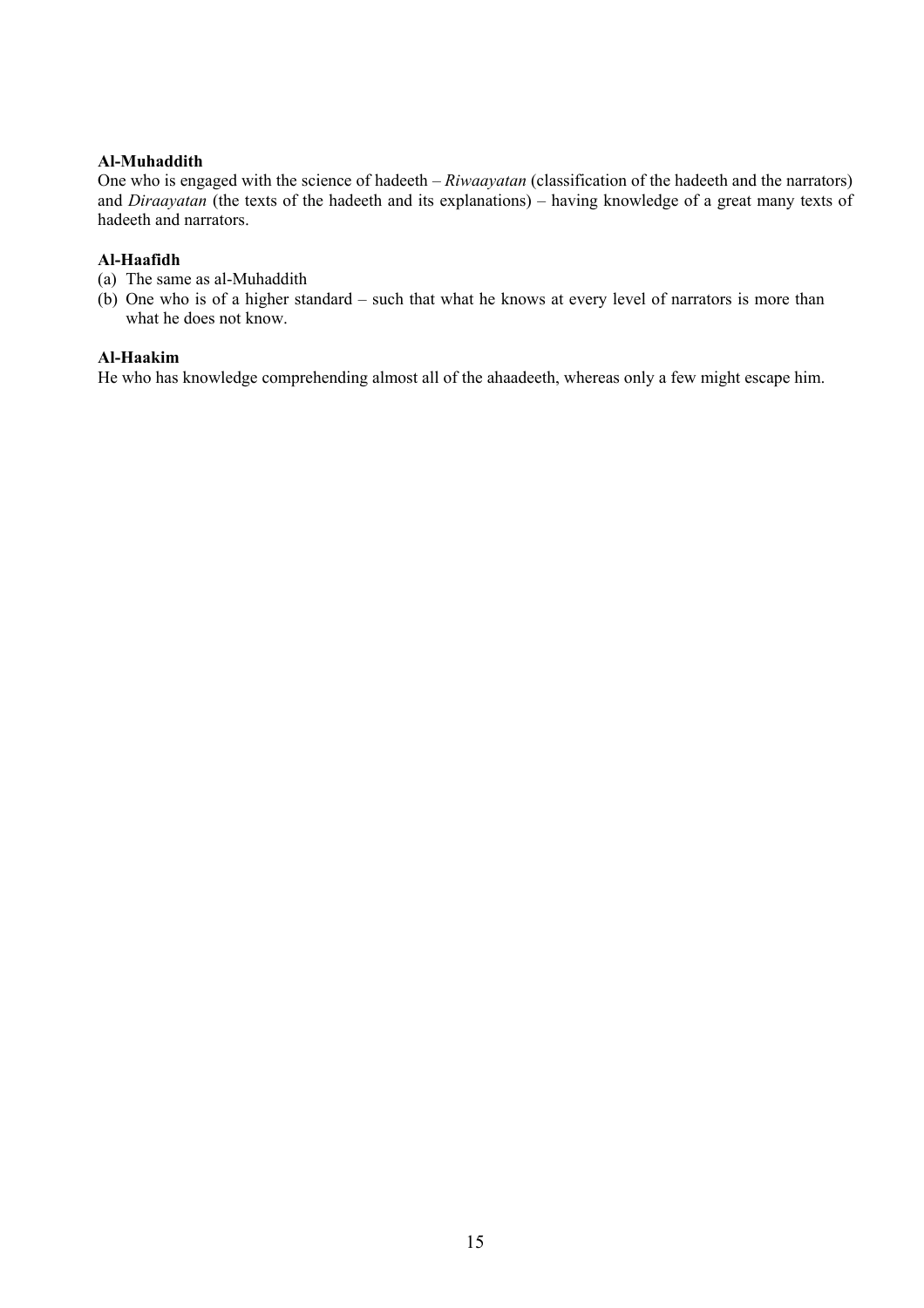**Al-Muhaddith**
One who is engaged with the science of hadeeth – *Riwaayatan* (classification of the hadeeth and the narrators) and *Diraayatan* (the texts of the hadeeth and its explanations) – having knowledge of a great many texts of hadeeth and narrators.

**Al-Haafidh**
(a) The same as al-Muhaddith
(b) One who is of a higher standard – such that what he knows at every level of narrators is more than what he does not know.

**Al-Haakim**
He who has knowledge comprehending almost all of the ahaadeeth, whereas only a few might escape him.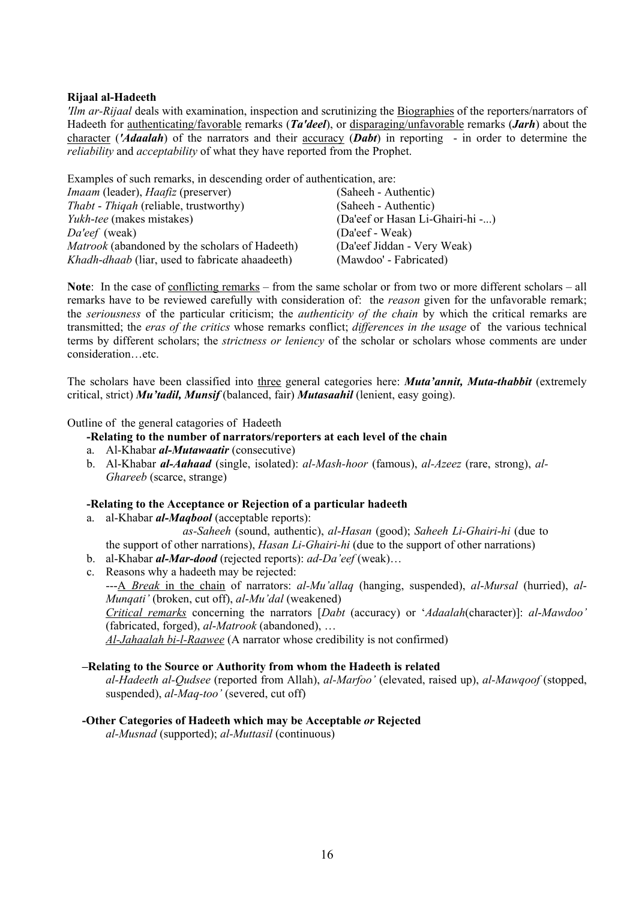**Rijaal al-Hadeeth**

*'Ilm ar-Rijaal* deals with examination, inspection and scrutinizing the Biographies of the reporters/narrators of Hadeeth for authenticating/favorable remarks (***Ta'deel***), or disparaging/unfavorable remarks (***Jarh***) about the character (***'Adaalah***) of the narrators and their accuracy (***Dabt***) in reporting - in order to determine the *reliability* and *acceptability* of what they have reported from the Prophet.

Examples of such remarks, in descending order of authentication, are:

| | |
|---|---|
| *Imaam* (leader), *Haafiz* (preserver) | (Saheeh - Authentic) |
| *Thabt* - *Thiqah* (reliable, trustworthy) | (Saheeh - Authentic) |
| *Yukh-tee* (makes mistakes) | (Da'eef or Hasan Li-Ghairi-hi -...) |
| *Da'eef* (weak) | (Da'eef - Weak) |
| *Matrook* (abandoned by the scholars of Hadeeth) | (Da'eef Jiddan - Very Weak) |
| *Khadh-dhaab* (liar, used to fabricate ahaadeeth) | (Mawdoo' - Fabricated) |

**Note**: In the case of conflicting remarks – from the same scholar or from two or more different scholars – all remarks have to be reviewed carefully with consideration of: the *reason* given for the unfavorable remark; the *seriousness* of the particular criticism; the *authenticity of the chain* by which the critical remarks are transmitted; the *eras of the critics* whose remarks conflict; *differences in the usage* of the various technical terms by different scholars; the *strictness or leniency* of the scholar or scholars whose comments are under consideration…etc.

The scholars have been classified into three general categories here: ***Muta'annit, Muta-thabbit*** (extremely critical, strict) ***Mu'tadil, Munsif*** (balanced, fair) ***Mutasaahil*** (lenient, easy going).

Outline of the general catagories of Hadeeth

**-Relating to the number of narrators/reporters at each level of the chain**

a. Al-Khabar ***al-Mutawaatir*** (consecutive)
b. Al-Khabar ***al-Aahaad*** (single, isolated): *al-Mash-hoor* (famous), *al-Azeez* (rare, strong), *al-Ghareeb* (scarce, strange)

**-Relating to the Acceptance or Rejection of a particular hadeeth**

a. al-Khabar ***al-Maqbool*** (acceptable reports):
   *as-Saheeh* (sound, authentic), *al-Hasan* (good); *Saheeh Li-Ghairi-hi* (due to the support of other narrations), *Hasan Li-Ghairi-hi* (due to the support of other narrations)
b. al-Khabar ***al-Mar-dood*** (rejected reports): *ad-Da'eef* (weak)…
c. Reasons why a hadeeth may be rejected:
   ---A *Break* in the chain of narrators: *al-Mu'allaq* (hanging, suspended), *al-Mursal* (hurried), *al-Munqati'* (broken, cut off), *al-Mu'dal* (weakened)
   *Critical remarks* concerning the narrators [*Dabt* (accuracy) or '*Adaalah*(character)]: *al-Mawdoo'* (fabricated, forged), *al-Matrook* (abandoned), …
   *Al-Jahaalah bi-l-Raawee* (A narrator whose credibility is not confirmed)

**–Relating to the Source or Authority from whom the Hadeeth is related**

*al-Hadeeth al-Qudsee* (reported from Allah), *al-Marfoo'* (elevated, raised up), *al-Mawqoof* (stopped, suspended), *al-Maq-too'* (severed, cut off)

**-Other Categories of Hadeeth which may be Acceptable *or* Rejected**

*al-Musnad* (supported); *al-Muttasil* (continuous)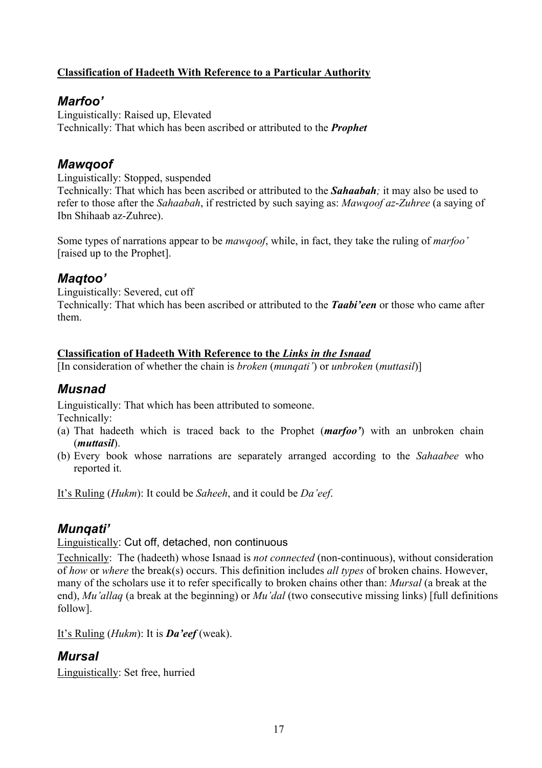**Classification of Hadeeth With Reference to a Particular Authority**

## *Marfoo'*

Linguistically: Raised up, Elevated
Technically: That which has been ascribed or attributed to the ***Prophet***

## *Mawqoof*

Linguistically: Stopped, suspended
Technically: That which has been ascribed or attributed to the ***Sahaabah**;* it may also be used to refer to those after the *Sahaabah*, if restricted by such saying as: *Mawqoof az-Zuhree* (a saying of Ibn Shihaab az-Zuhree).

Some types of narrations appear to be *mawqoof*, while, in fact, they take the ruling of *marfoo'* [raised up to the Prophet].

## *Maqtoo'*

Linguistically: Severed, cut off
Technically: That which has been ascribed or attributed to the ***Taabi'een*** or those who came after them.

**Classification of Hadeeth With Reference to the *Links in the Isnaad***
[In consideration of whether the chain is *broken* (*munqati'*) or *unbroken* (*muttasil*)]

## *Musnad*

Linguistically: That which has been attributed to someone.
Technically:

(a) That hadeeth which is traced back to the Prophet (***marfoo'***) with an unbroken chain (***muttasil***).
(b) Every book whose narrations are separately arranged according to the *Sahaabee* who reported it.

It's Ruling (*Hukm*): It could be *Saheeh*, and it could be *Da'eef*.

## *Munqati'*

Linguistically: Cut off, detached, non continuous

Technically: The (hadeeth) whose Isnaad is *not connected* (non-continuous), without consideration of *how* or *where* the break(s) occurs. This definition includes *all types* of broken chains. However, many of the scholars use it to refer specifically to broken chains other than: *Mursal* (a break at the end), *Mu'allaq* (a break at the beginning) or *Mu'dal* (two consecutive missing links) [full definitions follow].

It's Ruling (*Hukm*): It is ***Da'eef*** (weak).

## *Mursal*

Linguistically: Set free, hurried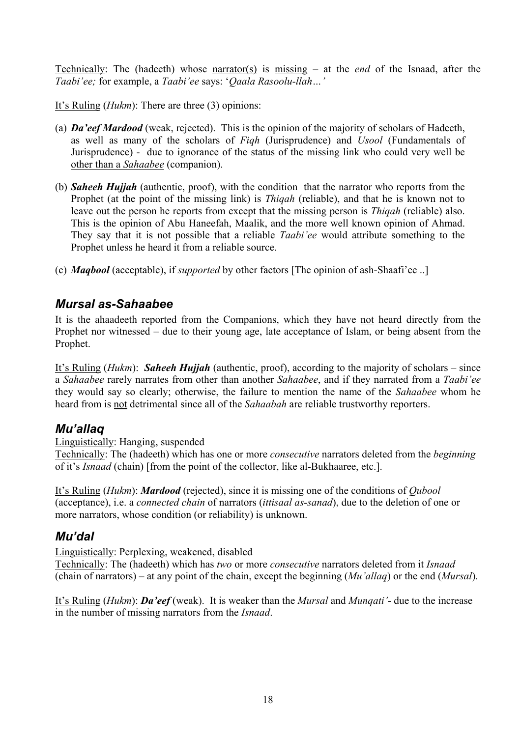Technically: The (hadeeth) whose narrator(s) is missing – at the *end* of the Isnaad, after the *Taabi'ee;* for example, a *Taabi'ee* says: '*Qaala Rasoolu-llah…'*

It's Ruling (*Hukm*): There are three (3) opinions:

(a) ***Da'eef Mardood*** (weak, rejected). This is the opinion of the majority of scholars of Hadeeth, as well as many of the scholars of *Fiqh* (Jurisprudence) and *Usool* (Fundamentals of Jurisprudence) - due to ignorance of the status of the missing link who could very well be other than a *Sahaabee* (companion).

(b) ***Saheeh Hujjah*** (authentic, proof), with the condition that the narrator who reports from the Prophet (at the point of the missing link) is *Thiqah* (reliable), and that he is known not to leave out the person he reports from except that the missing person is *Thiqah* (reliable) also. This is the opinion of Abu Haneefah, Maalik, and the more well known opinion of Ahmad. They say that it is not possible that a reliable *Taabi'ee* would attribute something to the Prophet unless he heard it from a reliable source.

(c) ***Maqbool*** (acceptable), if *supported* by other factors [The opinion of ash-Shaafi'ee ..]

## *Mursal as-Sahaabee*

It is the ahaadeeth reported from the Companions, which they have not heard directly from the Prophet nor witnessed – due to their young age, late acceptance of Islam, or being absent from the Prophet.

It's Ruling (*Hukm*): ***Saheeh Hujjah*** (authentic, proof), according to the majority of scholars – since a *Sahaabee* rarely narrates from other than another *Sahaabee*, and if they narrated from a *Taabi'ee* they would say so clearly; otherwise, the failure to mention the name of the *Sahaabee* whom he heard from is not detrimental since all of the *Sahaabah* are reliable trustworthy reporters.

## *Mu'allaq*

Linguistically: Hanging, suspended
Technically: The (hadeeth) which has one or more *consecutive* narrators deleted from the *beginning* of it's *Isnaad* (chain) [from the point of the collector, like al-Bukhaaree, etc.].

It's Ruling (*Hukm*): ***Mardood*** (rejected), since it is missing one of the conditions of *Qubool* (acceptance), i.e. a *connected chain* of narrators (*ittisaal as-sanad*), due to the deletion of one or more narrators, whose condition (or reliability) is unknown.

## *Mu'dal*

Linguistically: Perplexing, weakened, disabled
Technically: The (hadeeth) which has *two* or more *consecutive* narrators deleted from it *Isnaad* (chain of narrators) – at any point of the chain, except the beginning (*Mu'allaq*) or the end (*Mursal*).

It's Ruling (*Hukm*): ***Da'eef*** (weak). It is weaker than the *Mursal* and *Munqati'*- due to the increase in the number of missing narrators from the *Isnaad*.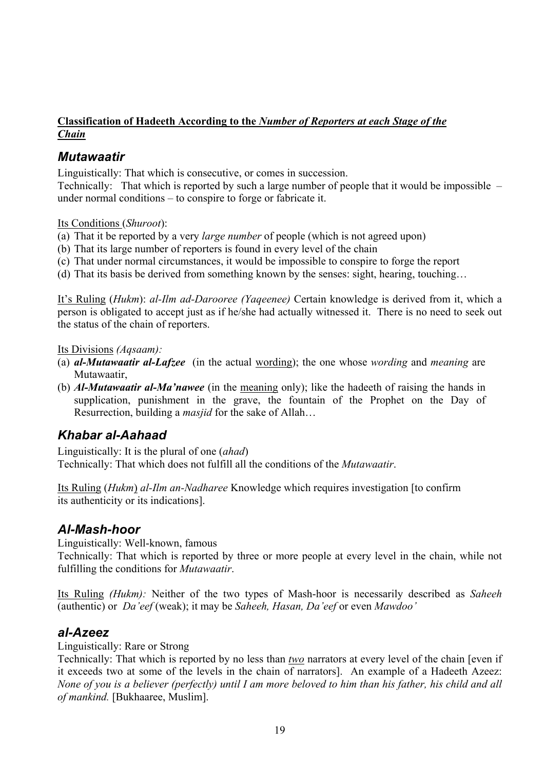**Classification of Hadeeth According to the *<u>Number of Reporters at each Stage of the Chain</u>***

## *Mutawaatir*

Linguistically: That which is consecutive, or comes in succession.
Technically: That which is reported by such a large number of people that it would be impossible – under normal conditions – to conspire to forge or fabricate it.

<u>Its Conditions</u> (*Shuroot*):

(a) That it be reported by a very *large number* of people (which is not agreed upon)
(b) That its large number of reporters is found in every level of the chain
(c) That under normal circumstances, it would be impossible to conspire to forge the report
(d) That its basis be derived from something known by the senses: sight, hearing, touching…

<u>It's Ruling</u> (*Hukm*): *al-Ilm ad-Darooree (Yaqeenee)* Certain knowledge is derived from it, which a person is obligated to accept just as if he/she had actually witnessed it. There is no need to seek out the status of the chain of reporters.

<u>Its Divisions</u> *(Aqsaam):*

(a) ***al-Mutawaatir al-Lafzee*** (in the actual <u>wording</u>); the one whose *wording* and *meaning* are Mutawaatir,
(b) ***Al-Mutawaatir al-Ma'nawee*** (in the <u>meaning</u> only); like the hadeeth of raising the hands in supplication, punishment in the grave, the fountain of the Prophet on the Day of Resurrection, building a *masjid* for the sake of Allah…

## *Khabar al-Aahaad*

Linguistically: It is the plural of one (*ahad*)
Technically: That which does not fulfill all the conditions of the *Mutawaatir*.

<u>Its Ruling</u> (*Hukm*) *al-Ilm an-Nadharee* Knowledge which requires investigation [to confirm its authenticity or its indications].

## *Al-Mash-hoor*

Linguistically: Well-known, famous
Technically: That which is reported by three or more people at every level in the chain, while not fulfilling the conditions for *Mutawaatir*.

<u>Its Ruling</u> *(Hukm):* Neither of the two types of Mash-hoor is necessarily described as *Saheeh* (authentic) or *Da'eef* (weak); it may be *Saheeh, Hasan, Da'eef* or even *Mawdoo'*

## *al-Azeez*

Linguistically: Rare or Strong
Technically: That which is reported by no less than ***<u>two</u>*** narrators at every level of the chain [even if it exceeds two at some of the levels in the chain of narrators]. An example of a Hadeeth Azeez: *None of you is a believer (perfectly) until I am more beloved to him than his father, his child and all of mankind.* [Bukhaaree, Muslim].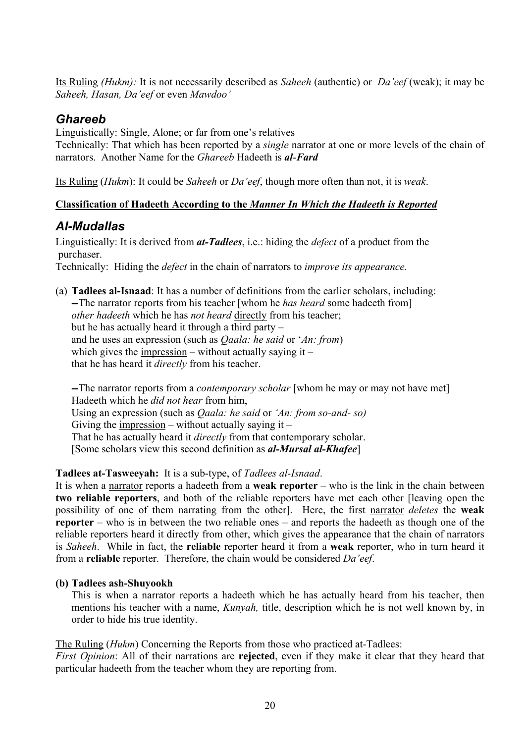Its Ruling *(Hukm):* It is not necessarily described as *Saheeh* (authentic) or *Da'eef* (weak); it may be *Saheeh, Hasan, Da'eef* or even *Mawdoo'*

## *Ghareeb*

Linguistically: Single, Alone; or far from one's relatives
Technically: That which has been reported by a *single* narrator at one or more levels of the chain of narrators. Another Name for the *Ghareeb* Hadeeth is ***al-Fard***

Its Ruling (*Hukm*): It could be *Saheeh* or *Da'eef*, though more often than not, it is *weak*.

**Classification of Hadeeth According to the *Manner In Which the Hadeeth is Reported***

## *Al-Mudallas*

Linguistically: It is derived from ***at-Tadlees***, i.e.: hiding the *defect* of a product from the purchaser.
Technically: Hiding the *defect* in the chain of narrators to *improve its appearance.*

(a) **Tadlees al-Isnaad**: It has a number of definitions from the earlier scholars, including:
**--**The narrator reports from his teacher [whom he *has heard* some hadeeth from]
*other hadeeth* which he has *not heard* directly from his teacher;
but he has actually heard it through a third party –
and he uses an expression (such as *Qaala: he said* or '*An: from*)
which gives the impression – without actually saying it –
that he has heard it *directly* from his teacher.

**--**The narrator reports from a *contemporary scholar* [whom he may or may not have met]
Hadeeth which he *did not hear* from him,
Using an expression (such as *Qaala: he said* or *'An: from so-and- so)*
Giving the impression – without actually saying it –
That he has actually heard it *directly* from that contemporary scholar.
[Some scholars view this second definition as ***al-Mursal al-Khafee***]

**Tadlees at-Tasweeyah:** It is a sub-type, of *Tadlees al-Isnaad*.
It is when a narrator reports a hadeeth from a **weak reporter** – who is the link in the chain between **two reliable reporters**, and both of the reliable reporters have met each other [leaving open the possibility of one of them narrating from the other]. Here, the first narrator *deletes* the **weak reporter** – who is in between the two reliable ones – and reports the hadeeth as though one of the reliable reporters heard it directly from other, which gives the appearance that the chain of narrators is *Saheeh*. While in fact, the **reliable** reporter heard it from a **weak** reporter, who in turn heard it from a **reliable** reporter. Therefore, the chain would be considered *Da'eef*.

**(b) Tadlees ash-Shuyookh**
This is when a narrator reports a hadeeth which he has actually heard from his teacher, then mentions his teacher with a name, *Kunyah,* title, description which he is not well known by, in order to hide his true identity.

The Ruling (*Hukm*) Concerning the Reports from those who practiced at-Tadlees:
*First Opinion*: All of their narrations are **rejected**, even if they make it clear that they heard that particular hadeeth from the teacher whom they are reporting from.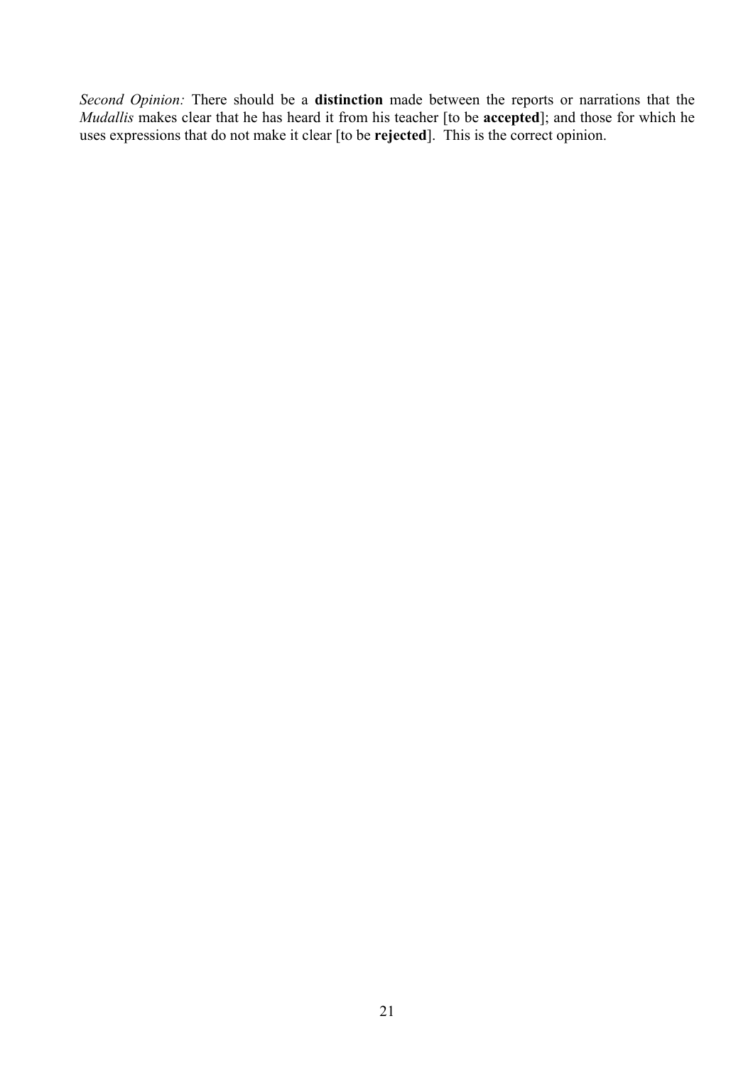*Second Opinion:* There should be a **distinction** made between the reports or narrations that the *Mudallis* makes clear that he has heard it from his teacher [to be **accepted**]; and those for which he uses expressions that do not make it clear [to be **rejected**]. This is the correct opinion.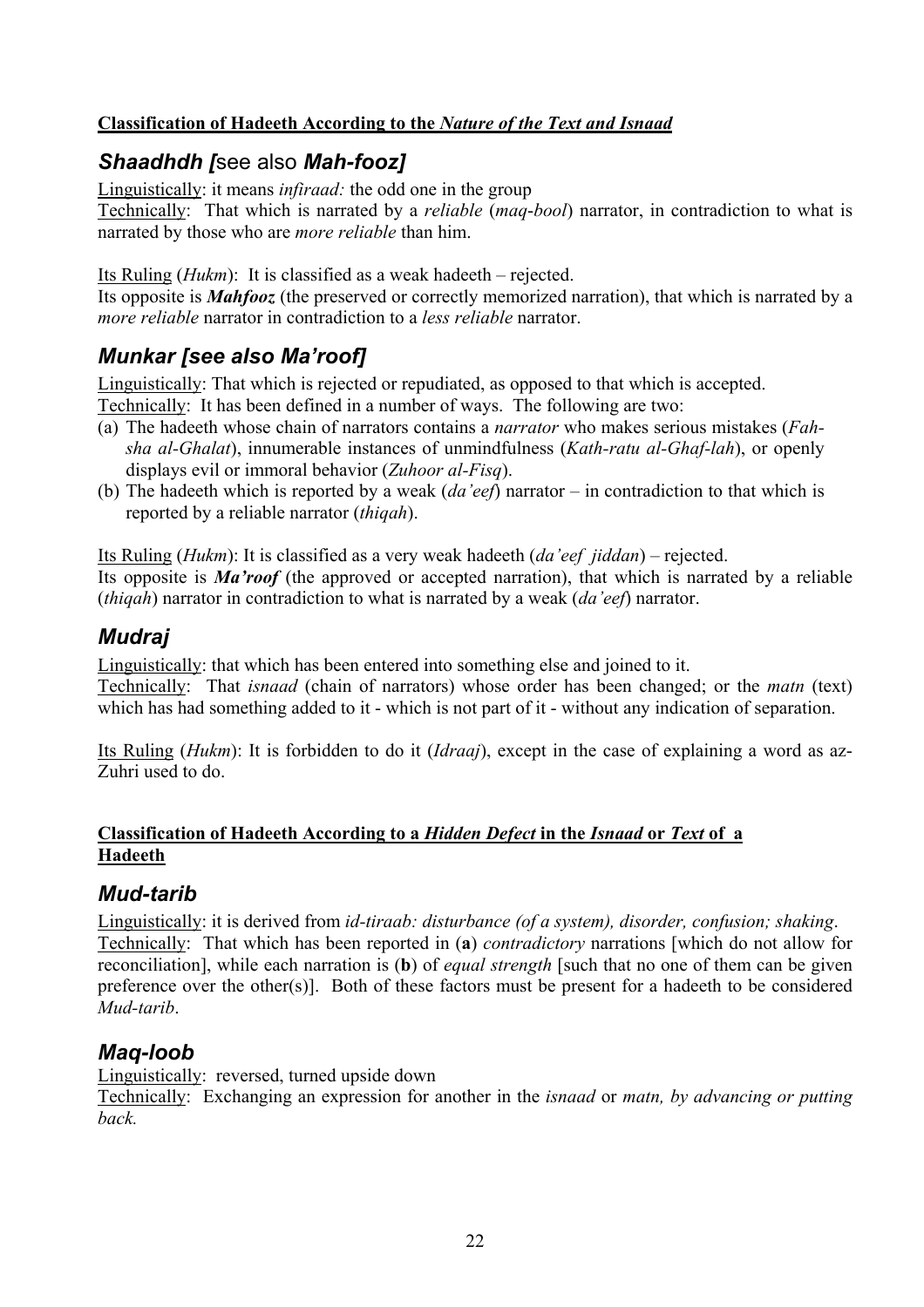**<u>Classification of Hadeeth According to the *Nature of the Text and Isnaad*</u>**

## *Shaadhdh [*see also *Mah-fooz]*

<u>Linguistically</u>: it means *infiraad:* the odd one in the group
<u>Technically</u>: That which is narrated by a *reliable* (*maq-bool*) narrator, in contradiction to what is narrated by those who are *more reliable* than him.

<u>Its Ruling</u> (*Hukm*): It is classified as a weak hadeeth – rejected.
Its opposite is ***Mahfooz*** (the preserved or correctly memorized narration), that which is narrated by a *more reliable* narrator in contradiction to a *less reliable* narrator.

## *Munkar [see also Ma'roof]*

<u>Linguistically</u>: That which is rejected or repudiated, as opposed to that which is accepted.
<u>Technically</u>: It has been defined in a number of ways. The following are two:

(a) The hadeeth whose chain of narrators contains a *narrator* who makes serious mistakes (*Fah-sha al-Ghalat*), innumerable instances of unmindfulness (*Kath-ratu al-Ghaf-lah*), or openly displays evil or immoral behavior (*Zuhoor al-Fisq*).
(b) The hadeeth which is reported by a weak (*da'eef*) narrator – in contradiction to that which is reported by a reliable narrator (*thiqah*).

<u>Its Ruling</u> (*Hukm*): It is classified as a very weak hadeeth (*da'eef jiddan*) – rejected.
Its opposite is ***Ma'roof*** (the approved or accepted narration), that which is narrated by a reliable (*thiqah*) narrator in contradiction to what is narrated by a weak (*da'eef*) narrator.

## *Mudraj*

<u>Linguistically</u>: that which has been entered into something else and joined to it.
<u>Technically</u>: That *isnaad* (chain of narrators) whose order has been changed; or the *matn* (text) which has had something added to it - which is not part of it - without any indication of separation.

<u>Its Ruling</u> (*Hukm*): It is forbidden to do it (*Idraaj*), except in the case of explaining a word as az-Zuhri used to do.

**<u>Classification of Hadeeth According to a *Hidden Defect* in the *Isnaad* or *Text* of a Hadeeth</u>**

## *Mud-tarib*

<u>Linguistically</u>: it is derived from *id-tiraab: disturbance (of a system), disorder, confusion; shaking*.
<u>Technically</u>: That which has been reported in (**a**) *contradictory* narrations [which do not allow for reconciliation], while each narration is (**b**) of *equal strength* [such that no one of them can be given preference over the other(s)]. Both of these factors must be present for a hadeeth to be considered *Mud-tarib*.

## *Maq-loob*

<u>Linguistically</u>: reversed, turned upside down
<u>Technically</u>: Exchanging an expression for another in the *isnaad* or *matn, by advancing or putting back.*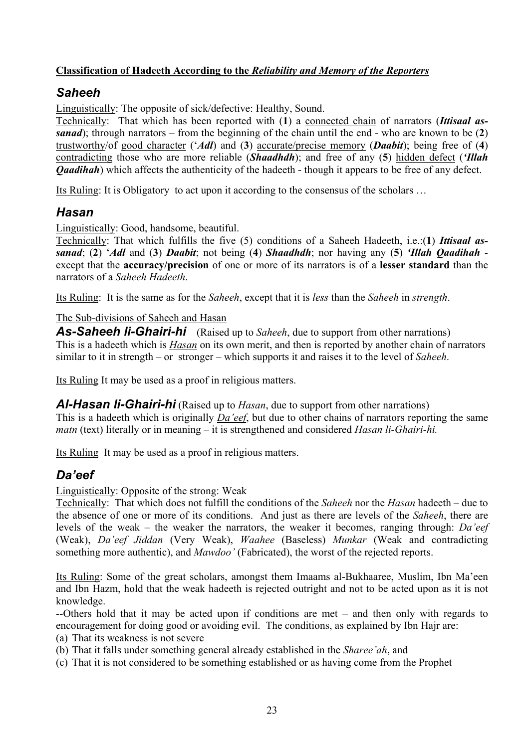**<u>Classification of Hadeeth According to the *Reliability and Memory of the Reporters*</u>**

## *Saheeh*

<u>Linguistically</u>: The opposite of sick/defective: Healthy, Sound.

<u>Technically</u>: That which has been reported with (**1**) a <u>connected chain</u> of narrators (***Ittisaal as-sanad***); through narrators – from the beginning of the chain until the end - who are known to be (**2**) <u>trustworthy</u>/of <u>good character</u> (‘***Adl***) and (**3**) <u>accurate/precise memory</u> (***Daabit***); being free of (**4**) <u>contradicting</u> those who are more reliable (***Shaadhdh***); and free of any (**5**) <u>hidden defect</u> (***‘Illah Qaadihah***) which affects the authenticity of the hadeeth - though it appears to be free of any defect.

<u>Its Ruling</u>: It is Obligatory to act upon it according to the consensus of the scholars …

## *Hasan*

<u>Linguistically</u>: Good, handsome, beautiful.

<u>Technically</u>: That which fulfills the five (5) conditions of a Saheeh Hadeeth, i.e.:(**1**) ***Ittisaal as-sanad***; (**2**) ‘***Adl*** and (**3**) ***Daabit***; not being (**4**) ***Shaadhdh***; nor having any (**5**) ***‘Illah Qaadihah*** - except that the **accuracy/precision** of one or more of its narrators is of a **lesser standard** than the narrators of a *Saheeh Hadeeth*.

<u>Its Ruling</u>: It is the same as for the *Saheeh*, except that it is *less* than the *Saheeh* in *strength*.

<u>The Sub-divisions of Saheeh and Hasan</u>

***As-Saheeh li-Ghairi-hi*** (Raised up to *Saheeh*, due to support from other narrations)
This is a hadeeth which is ***<u>Hasan</u>*** on its own merit, and then is reported by another chain of narrators similar to it in strength – or stronger – which supports it and raises it to the level of *Saheeh*.

<u>Its Ruling</u> It may be used as a proof in religious matters.

***Al-Hasan li-Ghairi-hi*** (Raised up to *Hasan*, due to support from other narrations)
This is a hadeeth which is originally *<u>Da’eef</u>*, but due to other chains of narrators reporting the same *matn* (text) literally or in meaning – it is strengthened and considered *Hasan li-Ghairi-hi.*

<u>Its Ruling</u> It may be used as a proof in religious matters.

## *Da’eef*

<u>Linguistically</u>: Opposite of the strong: Weak

<u>Technically</u>: That which does not fulfill the conditions of the *Saheeh* nor the *Hasan* hadeeth – due to the absence of one or more of its conditions. And just as there are levels of the *Saheeh*, there are levels of the weak – the weaker the narrators, the weaker it becomes, ranging through: *Da’eef* (Weak), *Da’eef Jiddan* (Very Weak), *Waahee* (Baseless) *Munkar* (Weak and contradicting something more authentic), and *Mawdoo’* (Fabricated), the worst of the rejected reports.

<u>Its Ruling</u>: Some of the great scholars, amongst them Imaams al-Bukhaaree, Muslim, Ibn Ma’een and Ibn Hazm, hold that the weak hadeeth is rejected outright and not to be acted upon as it is not knowledge.

--Others hold that it may be acted upon if conditions are met – and then only with regards to encouragement for doing good or avoiding evil. The conditions, as explained by Ibn Hajr are:

(a) That its weakness is not severe
(b) That it falls under something general already established in the *Sharee’ah*, and
(c) That it is not considered to be something established or as having come from the Prophet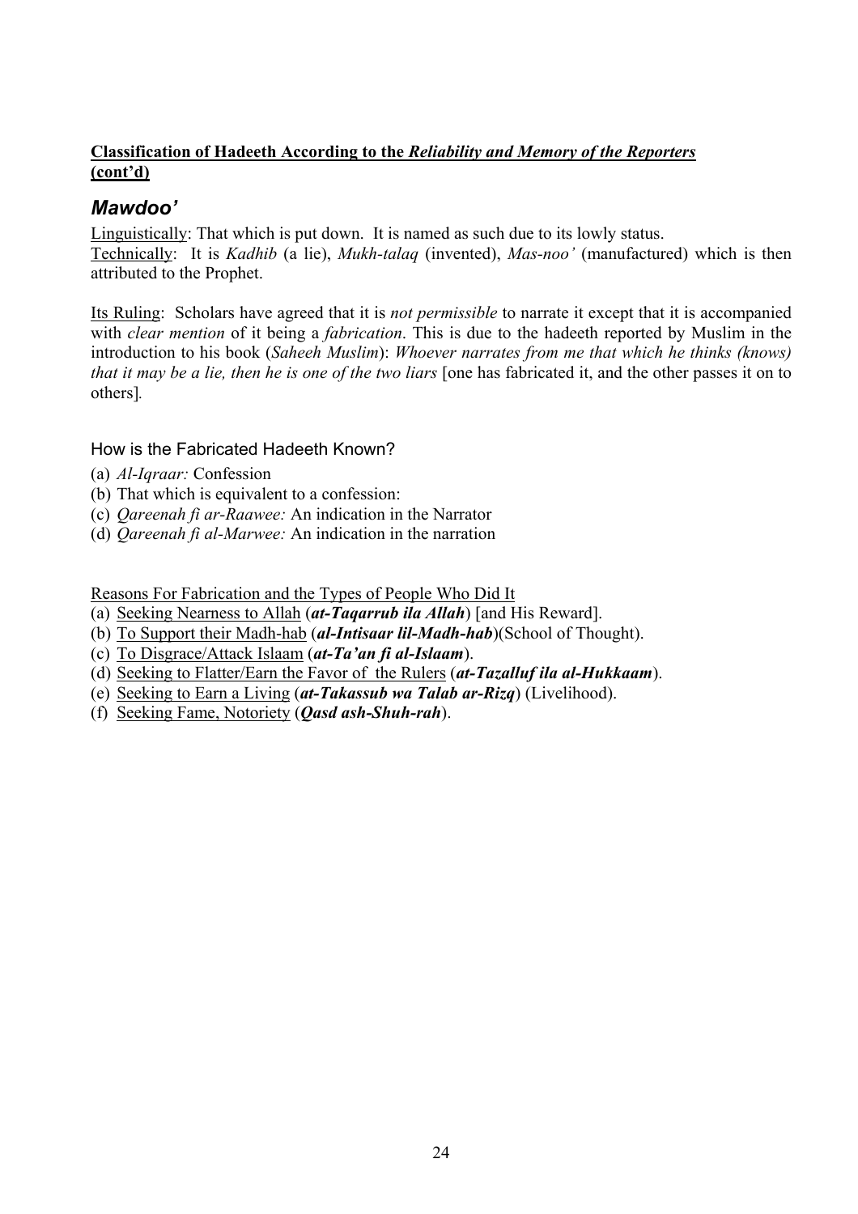**<u>Classification of Hadeeth According to the *Reliability and Memory of the Reporters*</u>**
**<u>(cont'd)</u>**

## *Mawdoo'*

<u>Linguistically</u>: That which is put down. It is named as such due to its lowly status.
<u>Technically</u>: It is *Kadhib* (a lie), *Mukh-talaq* (invented), *Mas-noo'* (manufactured) which is then attributed to the Prophet.

<u>Its Ruling</u>: Scholars have agreed that it is *not permissible* to narrate it except that it is accompanied with *clear mention* of it being a *fabrication*. This is due to the hadeeth reported by Muslim in the introduction to his book (*Saheeh Muslim*): *Whoever narrates from me that which he thinks (knows) that it may be a lie, then he is one of the two liars* [one has fabricated it, and the other passes it on to others].

### How is the Fabricated Hadeeth Known?

(a) *Al-Iqraar:* Confession
(b) That which is equivalent to a confession:
(c) *Qareenah fi ar-Raawee:* An indication in the Narrator
(d) *Qareenah fi al-Marwee:* An indication in the narration

<u>Reasons For Fabrication and the Types of People Who Did It</u>

(a) <u>Seeking Nearness to Allah</u> (***at-Taqarrub ila Allah***) [and His Reward].
(b) <u>To Support their Madh-hab</u> (***al-Intisaar lil-Madh-hab***)(School of Thought).
(c) <u>To Disgrace/Attack Islaam</u> (***at-Ta'an fi al-Islaam***).
(d) <u>Seeking to Flatter/Earn the Favor of the Rulers</u> (***at-Tazalluf ila al-Hukkaam***).
(e) <u>Seeking to Earn a Living</u> (***at-Takassub wa Talab ar-Rizq***) (Livelihood).
(f) <u>Seeking Fame, Notoriety</u> (***Qasd ash-Shuh-rah***).